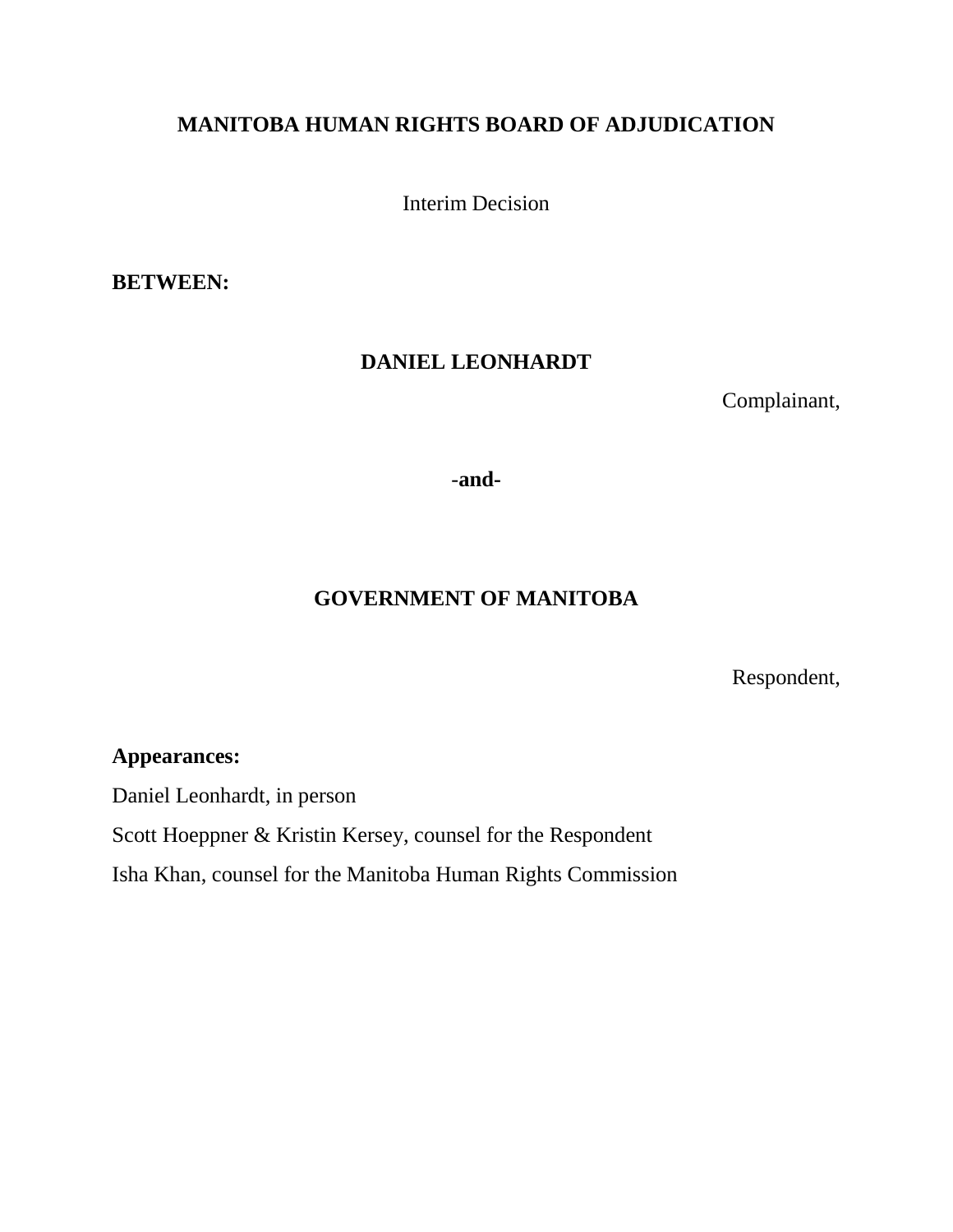# MANITOBA HUMAN RIGHTS BOARD OF ADJUDICATION

Interim Decision

**BETWEEN:**

**DANIEL LEONHARDT**

Complainant,

**-and-**

**GOVERNMENT OF MANITOBA**

Respondent,

**Appearances:**

Daniel Leonhardt, in person

Scott Hoeppner & Kristin Kersey, counsel for the Respondent

Isha Khan, counsel for the Manitoba Human Rights Commission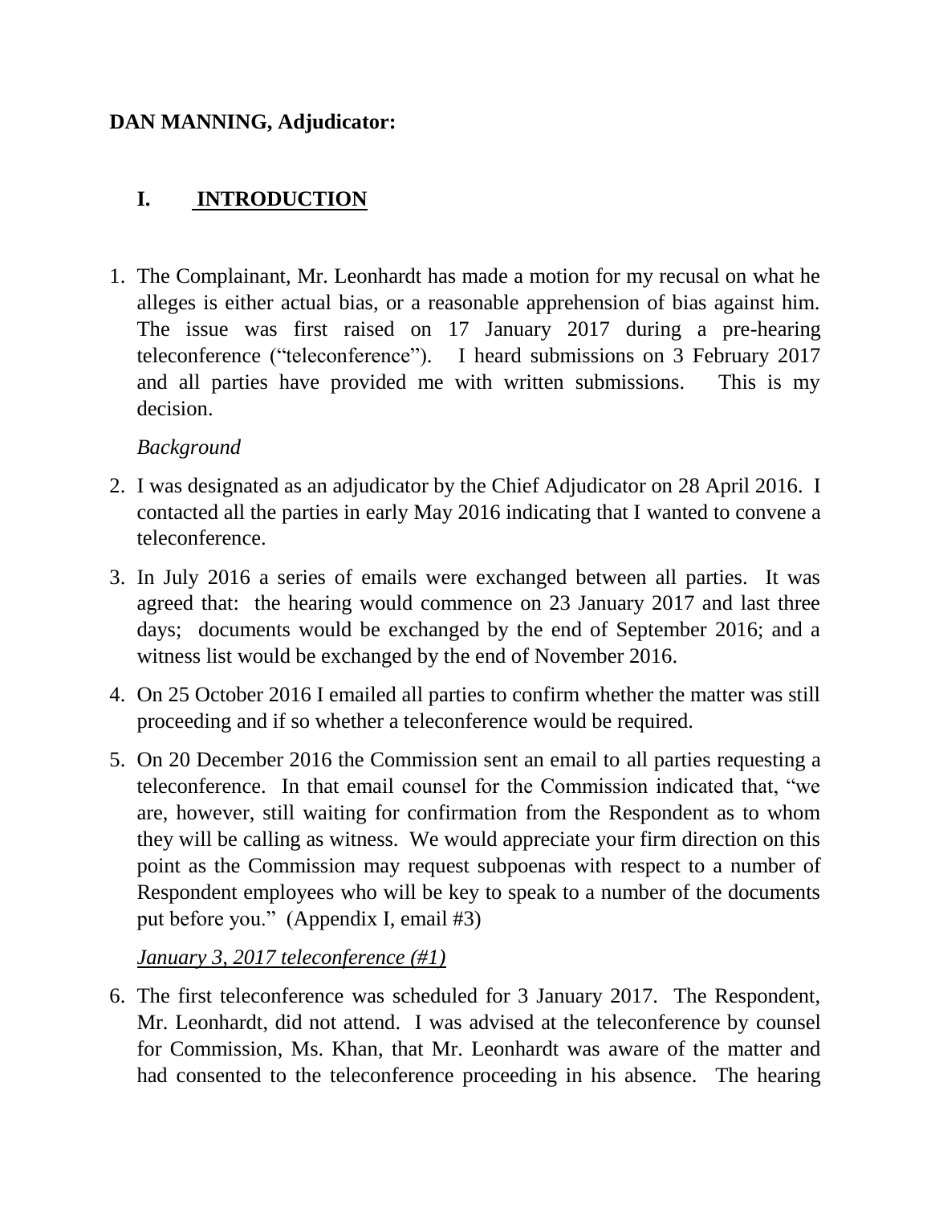**DAN MANNING, Adjudicator:**

## I. INTRODUCTION

1. The Complainant, Mr. Leonhardt has made a motion for my recusal on what he alleges is either actual bias, or a reasonable apprehension of bias against him. The issue was first raised on 17 January 2017 during a pre-hearing teleconference ("teleconference"). I heard submissions on 3 February 2017 and all parties have provided me with written submissions. This is my decision.

*Background*

2. I was designated as an adjudicator by the Chief Adjudicator on 28 April 2016. I contacted all the parties in early May 2016 indicating that I wanted to convene a teleconference.

3. In July 2016 a series of emails were exchanged between all parties. It was agreed that: the hearing would commence on 23 January 2017 and last three days; documents would be exchanged by the end of September 2016; and a witness list would be exchanged by the end of November 2016.

4. On 25 October 2016 I emailed all parties to confirm whether the matter was still proceeding and if so whether a teleconference would be required.

5. On 20 December 2016 the Commission sent an email to all parties requesting a teleconference. In that email counsel for the Commission indicated that, "we are, however, still waiting for confirmation from the Respondent as to whom they will be calling as witness. We would appreciate your firm direction on this point as the Commission may request subpoenas with respect to a number of Respondent employees who will be key to speak to a number of the documents put before you." (Appendix I, email #3)

*<u>January 3, 2017 teleconference (#1)</u>*

6. The first teleconference was scheduled for 3 January 2017. The Respondent, Mr. Leonhardt, did not attend. I was advised at the teleconference by counsel for Commission, Ms. Khan, that Mr. Leonhardt was aware of the matter and had consented to the teleconference proceeding in his absence. The hearing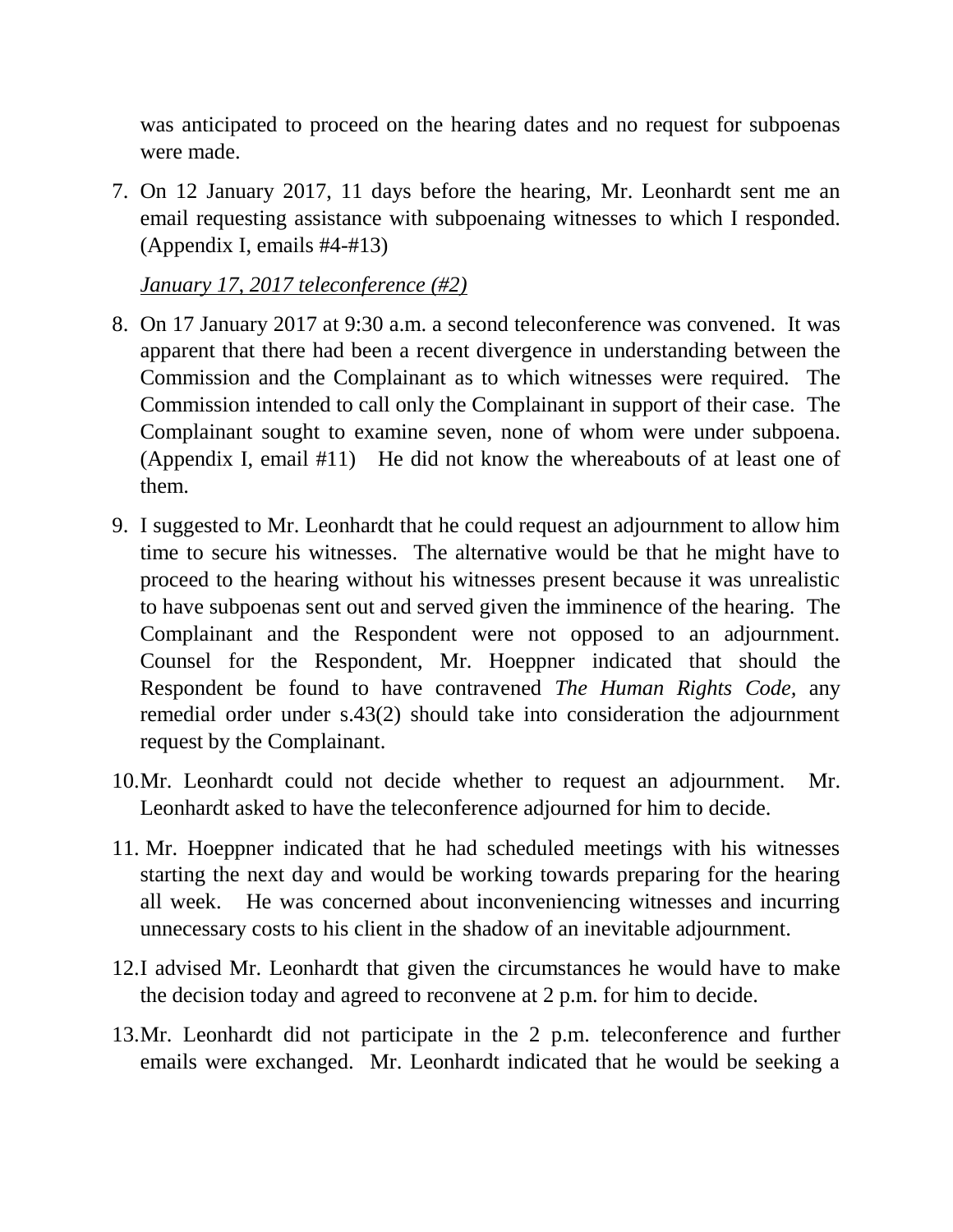was anticipated to proceed on the hearing dates and no request for subpoenas were made.

7. On 12 January 2017, 11 days before the hearing, Mr. Leonhardt sent me an email requesting assistance with subpoenaing witnesses to which I responded. (Appendix I, emails #4-#13)

<u>*January 17, 2017 teleconference (#2)*</u>

8. On 17 January 2017 at 9:30 a.m. a second teleconference was convened. It was apparent that there had been a recent divergence in understanding between the Commission and the Complainant as to which witnesses were required. The Commission intended to call only the Complainant in support of their case. The Complainant sought to examine seven, none of whom were under subpoena. (Appendix I, email #11) He did not know the whereabouts of at least one of them.

9. I suggested to Mr. Leonhardt that he could request an adjournment to allow him time to secure his witnesses. The alternative would be that he might have to proceed to the hearing without his witnesses present because it was unrealistic to have subpoenas sent out and served given the imminence of the hearing. The Complainant and the Respondent were not opposed to an adjournment. Counsel for the Respondent, Mr. Hoeppner indicated that should the Respondent be found to have contravened *The Human Rights Code,* any remedial order under s.43(2) should take into consideration the adjournment request by the Complainant.

10. Mr. Leonhardt could not decide whether to request an adjournment. Mr. Leonhardt asked to have the teleconference adjourned for him to decide.

11. Mr. Hoeppner indicated that he had scheduled meetings with his witnesses starting the next day and would be working towards preparing for the hearing all week. He was concerned about inconveniencing witnesses and incurring unnecessary costs to his client in the shadow of an inevitable adjournment.

12. I advised Mr. Leonhardt that given the circumstances he would have to make the decision today and agreed to reconvene at 2 p.m. for him to decide.

13. Mr. Leonhardt did not participate in the 2 p.m. teleconference and further emails were exchanged. Mr. Leonhardt indicated that he would be seeking a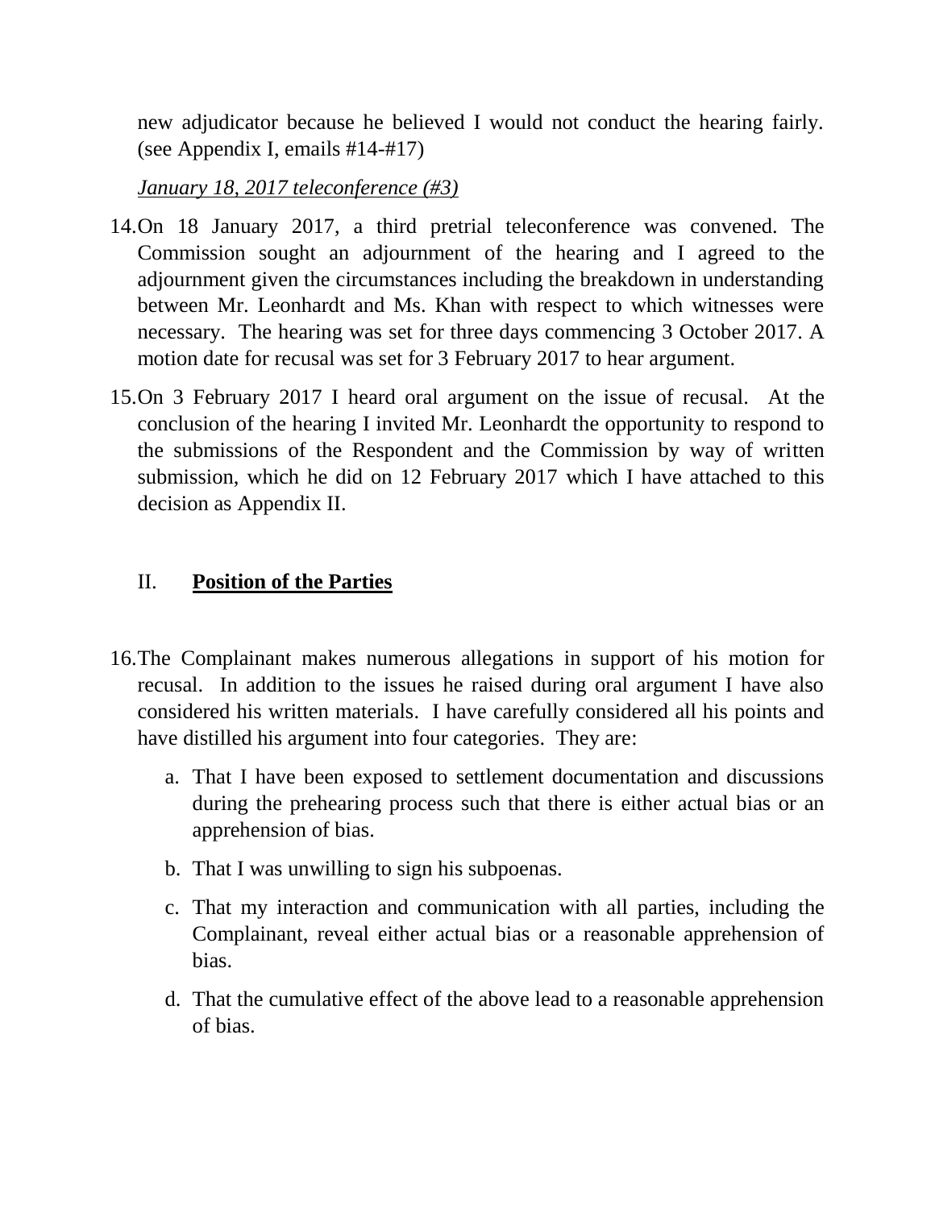new adjudicator because he believed I would not conduct the hearing fairly. (see Appendix I, emails #14-#17)

*January 18, 2017 teleconference (#3)*

14. On 18 January 2017, a third pretrial teleconference was convened. The Commission sought an adjournment of the hearing and I agreed to the adjournment given the circumstances including the breakdown in understanding between Mr. Leonhardt and Ms. Khan with respect to which witnesses were necessary. The hearing was set for three days commencing 3 October 2017. A motion date for recusal was set for 3 February 2017 to hear argument.

15. On 3 February 2017 I heard oral argument on the issue of recusal. At the conclusion of the hearing I invited Mr. Leonhardt the opportunity to respond to the submissions of the Respondent and the Commission by way of written submission, which he did on 12 February 2017 which I have attached to this decision as Appendix II.

## II. **Position of the Parties**

16. The Complainant makes numerous allegations in support of his motion for recusal. In addition to the issues he raised during oral argument I have also considered his written materials. I have carefully considered all his points and have distilled his argument into four categories. They are:

    a. That I have been exposed to settlement documentation and discussions during the prehearing process such that there is either actual bias or an apprehension of bias.

    b. That I was unwilling to sign his subpoenas.

    c. That my interaction and communication with all parties, including the Complainant, reveal either actual bias or a reasonable apprehension of bias.

    d. That the cumulative effect of the above lead to a reasonable apprehension of bias.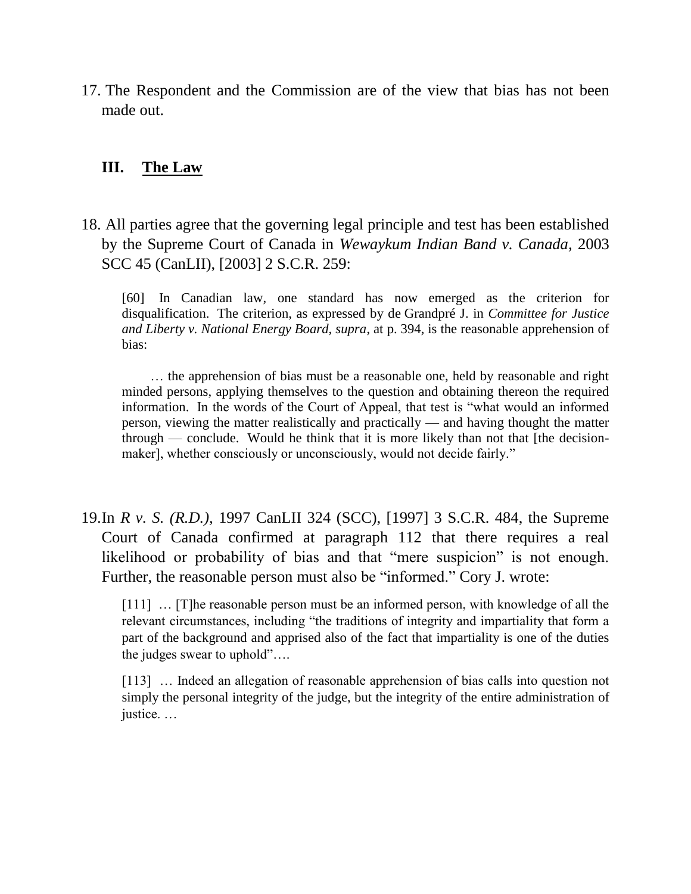17. The Respondent and the Commission are of the view that bias has not been made out.

## III. The Law

18. All parties agree that the governing legal principle and test has been established by the Supreme Court of Canada in *Wewaykum Indian Band v. Canada*, 2003 SCC 45 (CanLII), [2003] 2 S.C.R. 259:

> [60] In Canadian law, one standard has now emerged as the criterion for disqualification. The criterion, as expressed by de Grandpré J. in *Committee for Justice and Liberty v. National Energy Board*, *supra*, at p. 394, is the reasonable apprehension of bias:
>
> … the apprehension of bias must be a reasonable one, held by reasonable and right minded persons, applying themselves to the question and obtaining thereon the required information. In the words of the Court of Appeal, that test is "what would an informed person, viewing the matter realistically and practically — and having thought the matter through — conclude. Would he think that it is more likely than not that [the decision-maker], whether consciously or unconsciously, would not decide fairly."

19. In *R v. S. (R.D.)*, 1997 CanLII 324 (SCC), [1997] 3 S.C.R. 484, the Supreme Court of Canada confirmed at paragraph 112 that there requires a real likelihood or probability of bias and that "mere suspicion" is not enough. Further, the reasonable person must also be "informed." Cory J. wrote:

> [111] … [T]he reasonable person must be an informed person, with knowledge of all the relevant circumstances, including "the traditions of integrity and impartiality that form a part of the background and apprised also of the fact that impartiality is one of the duties the judges swear to uphold"….
>
> [113] … Indeed an allegation of reasonable apprehension of bias calls into question not simply the personal integrity of the judge, but the integrity of the entire administration of justice. …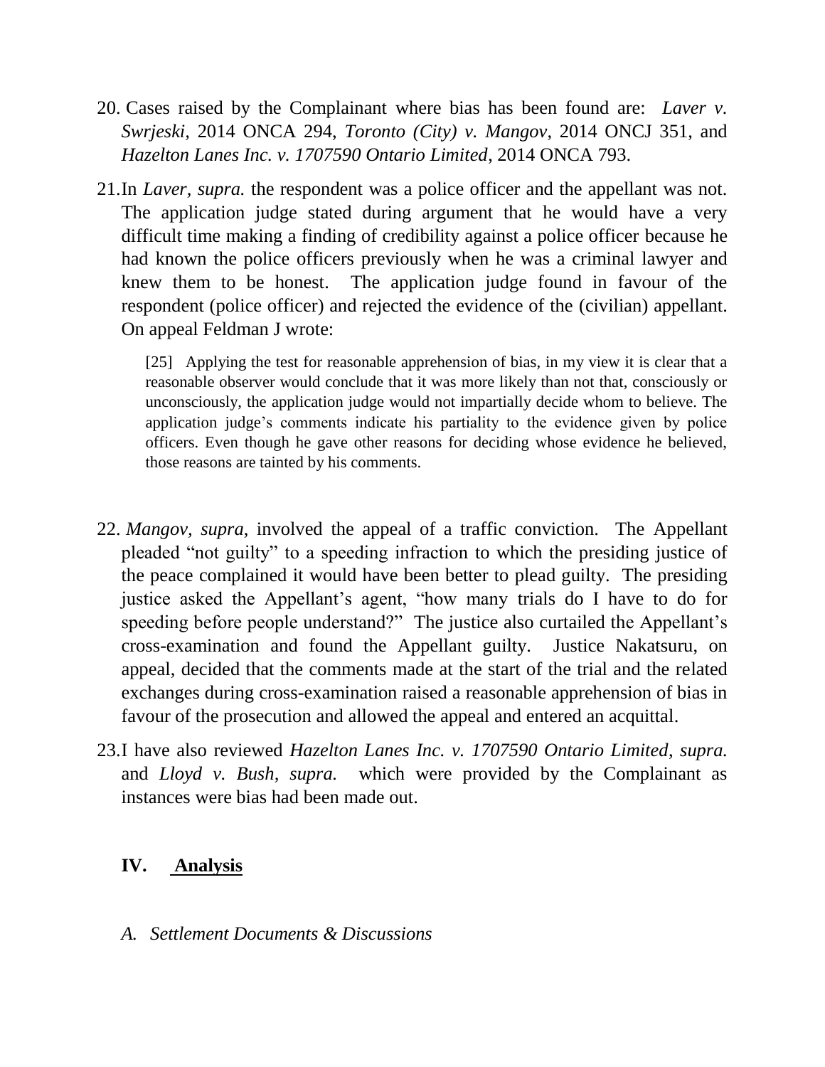20. Cases raised by the Complainant where bias has been found are: *Laver v. Swrjeski*, 2014 ONCA 294, *Toronto (City) v. Mangov*, 2014 ONCJ 351, and *Hazelton Lanes Inc. v. 1707590 Ontario Limited*, 2014 ONCA 793.

21. In *Laver, supra.* the respondent was a police officer and the appellant was not. The application judge stated during argument that he would have a very difficult time making a finding of credibility against a police officer because he had known the police officers previously when he was a criminal lawyer and knew them to be honest. The application judge found in favour of the respondent (police officer) and rejected the evidence of the (civilian) appellant. On appeal Feldman J wrote:

> [25] Applying the test for reasonable apprehension of bias, in my view it is clear that a reasonable observer would conclude that it was more likely than not that, consciously or unconsciously, the application judge would not impartially decide whom to believe. The application judge's comments indicate his partiality to the evidence given by police officers. Even though he gave other reasons for deciding whose evidence he believed, those reasons are tainted by his comments.

22. *Mangov, supra*, involved the appeal of a traffic conviction. The Appellant pleaded "not guilty" to a speeding infraction to which the presiding justice of the peace complained it would have been better to plead guilty. The presiding justice asked the Appellant's agent, "how many trials do I have to do for speeding before people understand?" The justice also curtailed the Appellant's cross-examination and found the Appellant guilty. Justice Nakatsuru, on appeal, decided that the comments made at the start of the trial and the related exchanges during cross-examination raised a reasonable apprehension of bias in favour of the prosecution and allowed the appeal and entered an acquittal.

23. I have also reviewed *Hazelton Lanes Inc. v. 1707590 Ontario Limited, supra.* and *Lloyd v. Bush, supra.* which were provided by the Complainant as instances were bias had been made out.

## IV. Analysis

### *A. Settlement Documents & Discussions*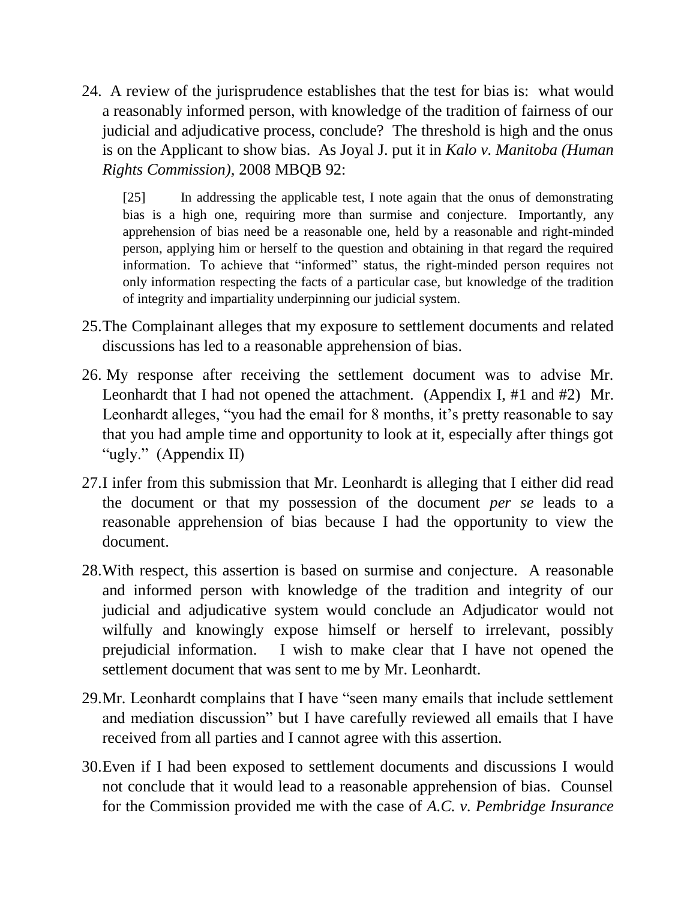24. A review of the jurisprudence establishes that the test for bias is: what would a reasonably informed person, with knowledge of the tradition of fairness of our judicial and adjudicative process, conclude? The threshold is high and the onus is on the Applicant to show bias. As Joyal J. put it in *Kalo v. Manitoba (Human Rights Commission)*, 2008 MBQB 92:

> [25] In addressing the applicable test, I note again that the onus of demonstrating bias is a high one, requiring more than surmise and conjecture. Importantly, any apprehension of bias need be a reasonable one, held by a reasonable and right-minded person, applying him or herself to the question and obtaining in that regard the required information. To achieve that "informed" status, the right-minded person requires not only information respecting the facts of a particular case, but knowledge of the tradition of integrity and impartiality underpinning our judicial system.

25. The Complainant alleges that my exposure to settlement documents and related discussions has led to a reasonable apprehension of bias.

26. My response after receiving the settlement document was to advise Mr. Leonhardt that I had not opened the attachment. (Appendix I, #1 and #2) Mr. Leonhardt alleges, "you had the email for 8 months, it's pretty reasonable to say that you had ample time and opportunity to look at it, especially after things got "ugly." (Appendix II)

27. I infer from this submission that Mr. Leonhardt is alleging that I either did read the document or that my possession of the document *per se* leads to a reasonable apprehension of bias because I had the opportunity to view the document.

28. With respect, this assertion is based on surmise and conjecture. A reasonable and informed person with knowledge of the tradition and integrity of our judicial and adjudicative system would conclude an Adjudicator would not wilfully and knowingly expose himself or herself to irrelevant, possibly prejudicial information. I wish to make clear that I have not opened the settlement document that was sent to me by Mr. Leonhardt.

29. Mr. Leonhardt complains that I have "seen many emails that include settlement and mediation discussion" but I have carefully reviewed all emails that I have received from all parties and I cannot agree with this assertion.

30. Even if I had been exposed to settlement documents and discussions I would not conclude that it would lead to a reasonable apprehension of bias. Counsel for the Commission provided me with the case of *A.C. v. Pembridge Insurance*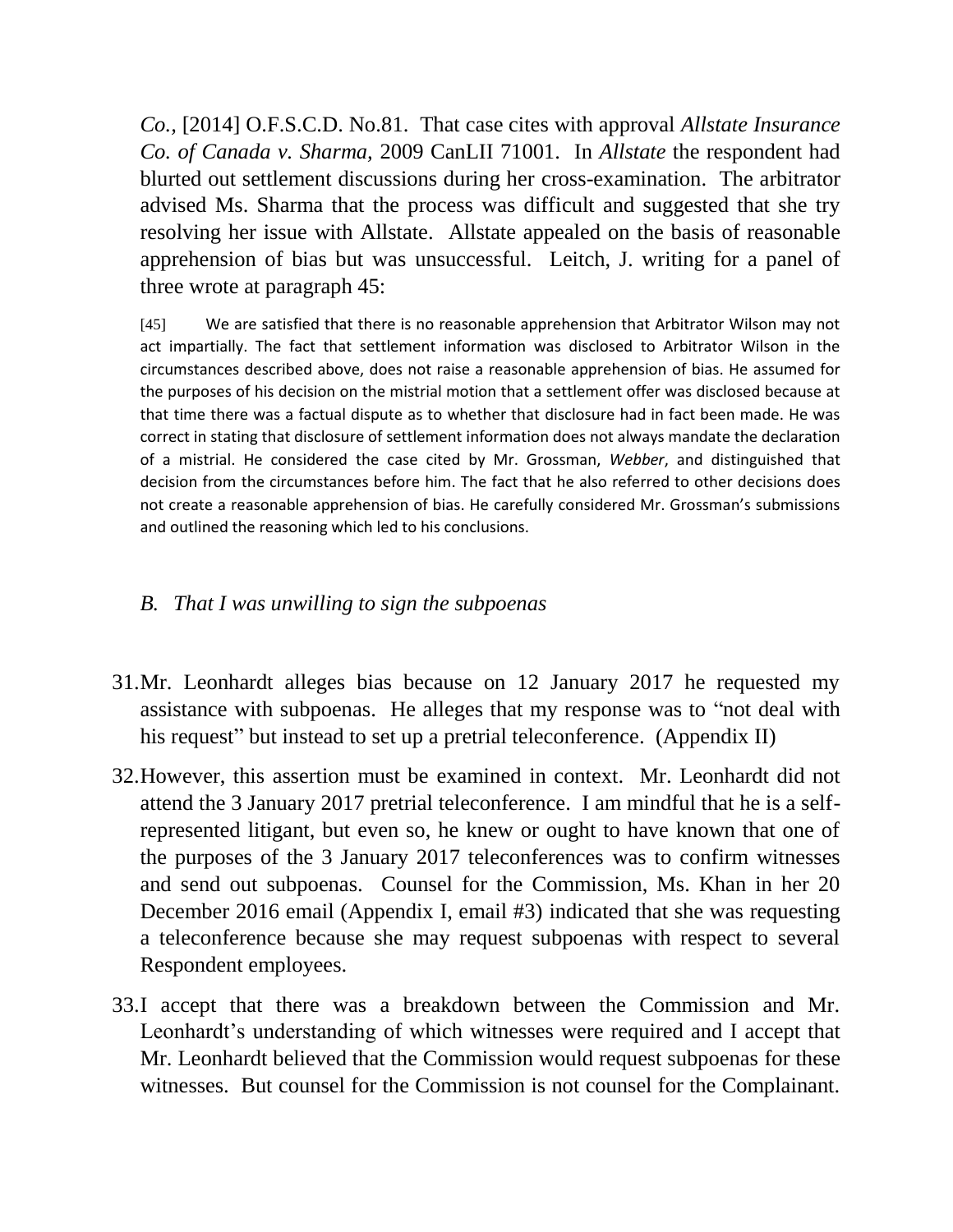*Co.*, [2014] O.F.S.C.D. No.81. That case cites with approval *Allstate Insurance Co. of Canada v. Sharma*, 2009 CanLII 71001. In *Allstate* the respondent had blurted out settlement discussions during her cross-examination. The arbitrator advised Ms. Sharma that the process was difficult and suggested that she try resolving her issue with Allstate. Allstate appealed on the basis of reasonable apprehension of bias but was unsuccessful. Leitch, J. writing for a panel of three wrote at paragraph 45:

> [45] We are satisfied that there is no reasonable apprehension that Arbitrator Wilson may not act impartially. The fact that settlement information was disclosed to Arbitrator Wilson in the circumstances described above, does not raise a reasonable apprehension of bias. He assumed for the purposes of his decision on the mistrial motion that a settlement offer was disclosed because at that time there was a factual dispute as to whether that disclosure had in fact been made. He was correct in stating that disclosure of settlement information does not always mandate the declaration of a mistrial. He considered the case cited by Mr. Grossman, *Webber*, and distinguished that decision from the circumstances before him. The fact that he also referred to other decisions does not create a reasonable apprehension of bias. He carefully considered Mr. Grossman's submissions and outlined the reasoning which led to his conclusions.

### *B. That I was unwilling to sign the subpoenas*

31. Mr. Leonhardt alleges bias because on 12 January 2017 he requested my assistance with subpoenas. He alleges that my response was to "not deal with his request" but instead to set up a pretrial teleconference. (Appendix II)

32. However, this assertion must be examined in context. Mr. Leonhardt did not attend the 3 January 2017 pretrial teleconference. I am mindful that he is a self-represented litigant, but even so, he knew or ought to have known that one of the purposes of the 3 January 2017 teleconferences was to confirm witnesses and send out subpoenas. Counsel for the Commission, Ms. Khan in her 20 December 2016 email (Appendix I, email #3) indicated that she was requesting a teleconference because she may request subpoenas with respect to several Respondent employees.

33. I accept that there was a breakdown between the Commission and Mr. Leonhardt's understanding of which witnesses were required and I accept that Mr. Leonhardt believed that the Commission would request subpoenas for these witnesses. But counsel for the Commission is not counsel for the Complainant.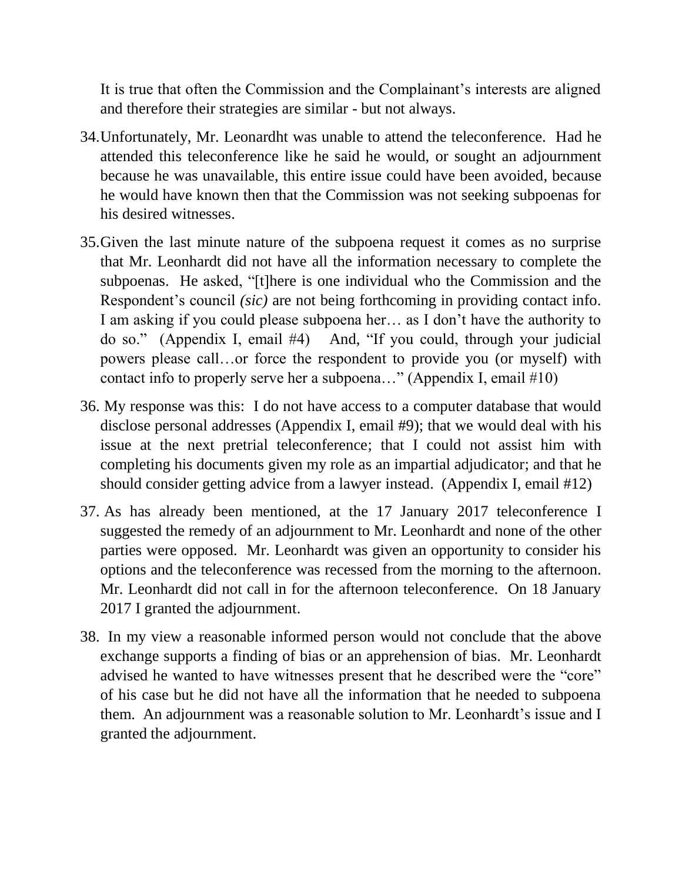It is true that often the Commission and the Complainant's interests are aligned and therefore their strategies are similar - but not always.

34. Unfortunately, Mr. Leonardht was unable to attend the teleconference. Had he attended this teleconference like he said he would, or sought an adjournment because he was unavailable, this entire issue could have been avoided, because he would have known then that the Commission was not seeking subpoenas for his desired witnesses.

35. Given the last minute nature of the subpoena request it comes as no surprise that Mr. Leonhardt did not have all the information necessary to complete the subpoenas. He asked, "[t]here is one individual who the Commission and the Respondent's council *(sic)* are not being forthcoming in providing contact info. I am asking if you could please subpoena her… as I don't have the authority to do so." (Appendix I, email #4) And, "If you could, through your judicial powers please call…or force the respondent to provide you (or myself) with contact info to properly serve her a subpoena…" (Appendix I, email #10)

36. My response was this: I do not have access to a computer database that would disclose personal addresses (Appendix I, email #9); that we would deal with his issue at the next pretrial teleconference; that I could not assist him with completing his documents given my role as an impartial adjudicator; and that he should consider getting advice from a lawyer instead. (Appendix I, email #12)

37. As has already been mentioned, at the 17 January 2017 teleconference I suggested the remedy of an adjournment to Mr. Leonhardt and none of the other parties were opposed. Mr. Leonhardt was given an opportunity to consider his options and the teleconference was recessed from the morning to the afternoon. Mr. Leonhardt did not call in for the afternoon teleconference. On 18 January 2017 I granted the adjournment.

38. In my view a reasonable informed person would not conclude that the above exchange supports a finding of bias or an apprehension of bias. Mr. Leonhardt advised he wanted to have witnesses present that he described were the "core" of his case but he did not have all the information that he needed to subpoena them. An adjournment was a reasonable solution to Mr. Leonhardt's issue and I granted the adjournment.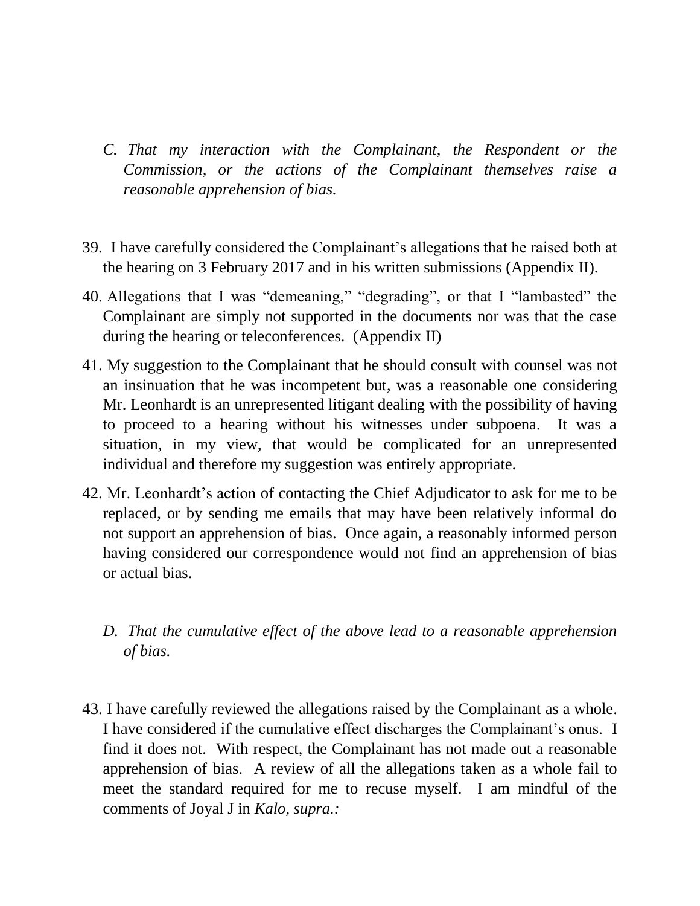*C. That my interaction with the Complainant, the Respondent or the Commission, or the actions of the Complainant themselves raise a reasonable apprehension of bias.*

39. I have carefully considered the Complainant's allegations that he raised both at the hearing on 3 February 2017 and in his written submissions (Appendix II).

40. Allegations that I was "demeaning," "degrading", or that I "lambasted" the Complainant are simply not supported in the documents nor was that the case during the hearing or teleconferences. (Appendix II)

41. My suggestion to the Complainant that he should consult with counsel was not an insinuation that he was incompetent but, was a reasonable one considering Mr. Leonhardt is an unrepresented litigant dealing with the possibility of having to proceed to a hearing without his witnesses under subpoena. It was a situation, in my view, that would be complicated for an unrepresented individual and therefore my suggestion was entirely appropriate.

42. Mr. Leonhardt's action of contacting the Chief Adjudicator to ask for me to be replaced, or by sending me emails that may have been relatively informal do not support an apprehension of bias. Once again, a reasonably informed person having considered our correspondence would not find an apprehension of bias or actual bias.

*D. That the cumulative effect of the above lead to a reasonable apprehension of bias.*

43. I have carefully reviewed the allegations raised by the Complainant as a whole. I have considered if the cumulative effect discharges the Complainant's onus. I find it does not. With respect, the Complainant has not made out a reasonable apprehension of bias. A review of all the allegations taken as a whole fail to meet the standard required for me to recuse myself. I am mindful of the comments of Joyal J in *Kalo, supra.:*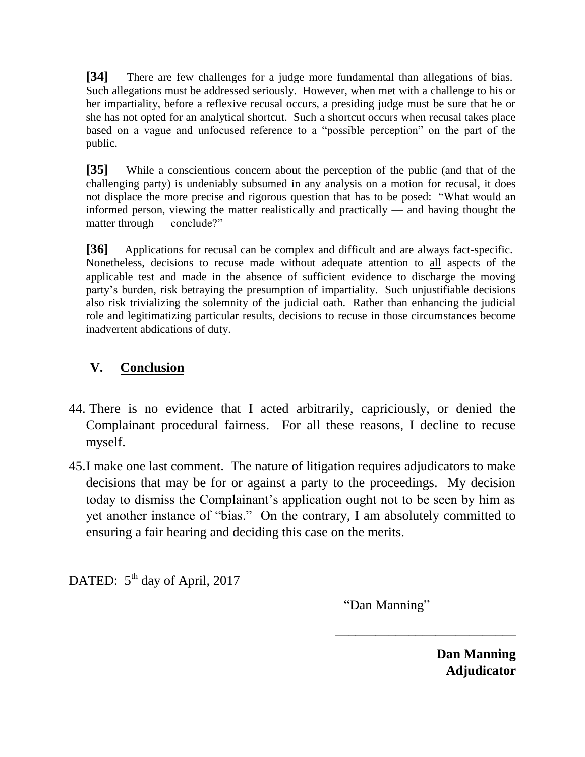> **[34]** There are few challenges for a judge more fundamental than allegations of bias. Such allegations must be addressed seriously. However, when met with a challenge to his or her impartiality, before a reflexive recusal occurs, a presiding judge must be sure that he or she has not opted for an analytical shortcut. Such a shortcut occurs when recusal takes place based on a vague and unfocused reference to a "possible perception" on the part of the public.
>
> **[35]** While a conscientious concern about the perception of the public (and that of the challenging party) is undeniably subsumed in any analysis on a motion for recusal, it does not displace the more precise and rigorous question that has to be posed: "What would an informed person, viewing the matter realistically and practically — and having thought the matter through — conclude?"
>
> **[36]** Applications for recusal can be complex and difficult and are always fact-specific. Nonetheless, decisions to recuse made without adequate attention to <u>all</u> aspects of the applicable test and made in the absence of sufficient evidence to discharge the moving party's burden, risk betraying the presumption of impartiality. Such unjustifiable decisions also risk trivializing the solemnity of the judicial oath. Rather than enhancing the judicial role and legitimatizing particular results, decisions to recuse in those circumstances become inadvertent abdications of duty.

## V. Conclusion

44. There is no evidence that I acted arbitrarily, capriciously, or denied the Complainant procedural fairness. For all these reasons, I decline to recuse myself.

45. I make one last comment. The nature of litigation requires adjudicators to make decisions that may be for or against a party to the proceedings. My decision today to dismiss the Complainant's application ought not to be seen by him as yet another instance of "bias." On the contrary, I am absolutely committed to ensuring a fair hearing and deciding this case on the merits.

DATED: 5th day of April, 2017

"Dan Manning"

\_\_\_\_\_\_\_\_\_\_\_\_\_\_\_\_\_\_\_\_\_\_\_\_\_\_\_\_

**Dan Manning**
**Adjudicator**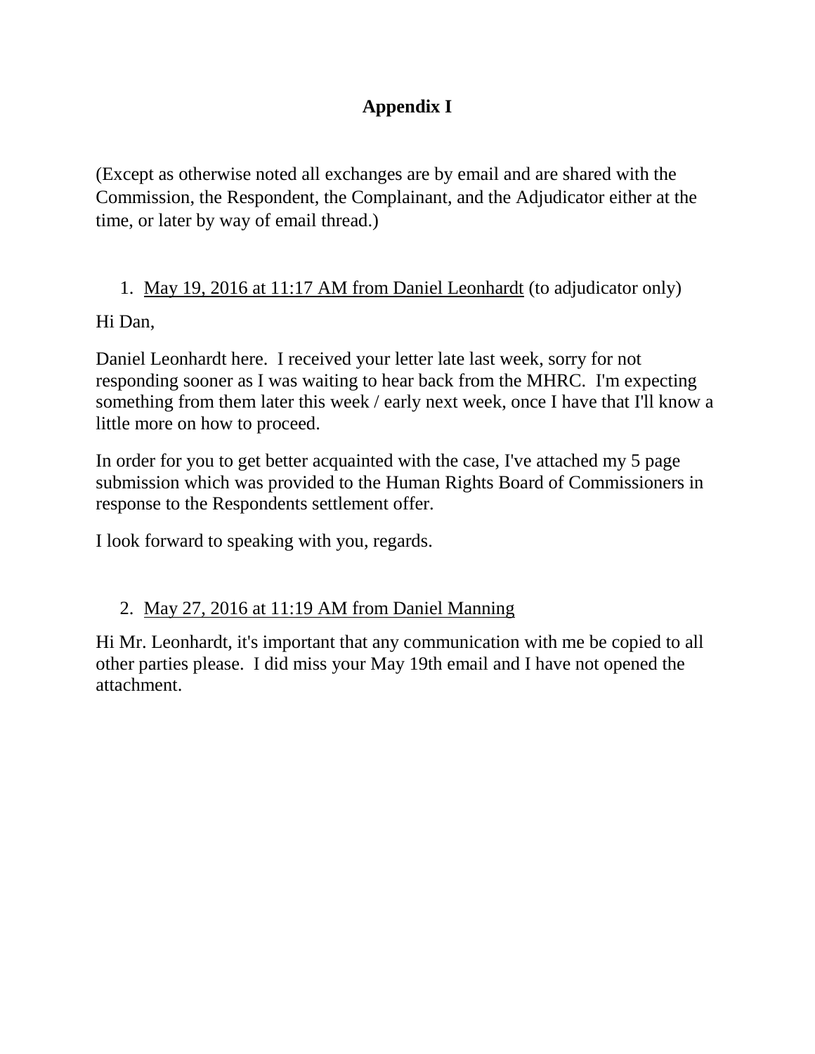# Appendix I

(Except as otherwise noted all exchanges are by email and are shared with the Commission, the Respondent, the Complainant, and the Adjudicator either at the time, or later by way of email thread.)

1. <u>May 19, 2016 at 11:17 AM from Daniel Leonhardt</u> (to adjudicator only)

Hi Dan,

Daniel Leonhardt here. I received your letter late last week, sorry for not responding sooner as I was waiting to hear back from the MHRC. I'm expecting something from them later this week / early next week, once I have that I'll know a little more on how to proceed.

In order for you to get better acquainted with the case, I've attached my 5 page submission which was provided to the Human Rights Board of Commissioners in response to the Respondents settlement offer.

I look forward to speaking with you, regards.

2. <u>May 27, 2016 at 11:19 AM from Daniel Manning</u>

Hi Mr. Leonhardt, it's important that any communication with me be copied to all other parties please. I did miss your May 19th email and I have not opened the attachment.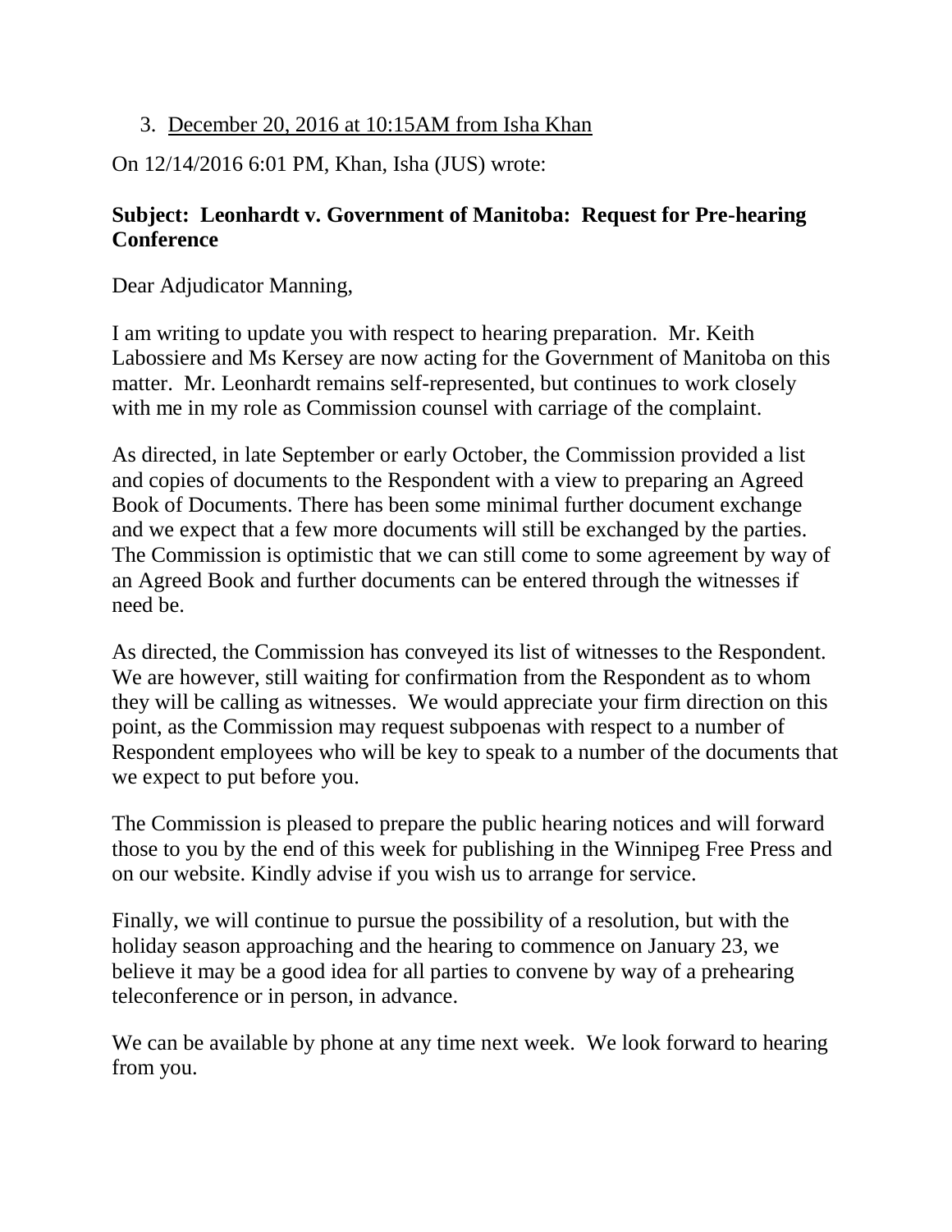3. December 20, 2016 at 10:15AM from Isha Khan

On 12/14/2016 6:01 PM, Khan, Isha (JUS) wrote:

**Subject: Leonhardt v. Government of Manitoba: Request for Pre-hearing Conference**

Dear Adjudicator Manning,

I am writing to update you with respect to hearing preparation. Mr. Keith Labossiere and Ms Kersey are now acting for the Government of Manitoba on this matter. Mr. Leonhardt remains self-represented, but continues to work closely with me in my role as Commission counsel with carriage of the complaint.

As directed, in late September or early October, the Commission provided a list and copies of documents to the Respondent with a view to preparing an Agreed Book of Documents. There has been some minimal further document exchange and we expect that a few more documents will still be exchanged by the parties. The Commission is optimistic that we can still come to some agreement by way of an Agreed Book and further documents can be entered through the witnesses if need be.

As directed, the Commission has conveyed its list of witnesses to the Respondent. We are however, still waiting for confirmation from the Respondent as to whom they will be calling as witnesses. We would appreciate your firm direction on this point, as the Commission may request subpoenas with respect to a number of Respondent employees who will be key to speak to a number of the documents that we expect to put before you.

The Commission is pleased to prepare the public hearing notices and will forward those to you by the end of this week for publishing in the Winnipeg Free Press and on our website. Kindly advise if you wish us to arrange for service.

Finally, we will continue to pursue the possibility of a resolution, but with the holiday season approaching and the hearing to commence on January 23, we believe it may be a good idea for all parties to convene by way of a prehearing teleconference or in person, in advance.

We can be available by phone at any time next week. We look forward to hearing from you.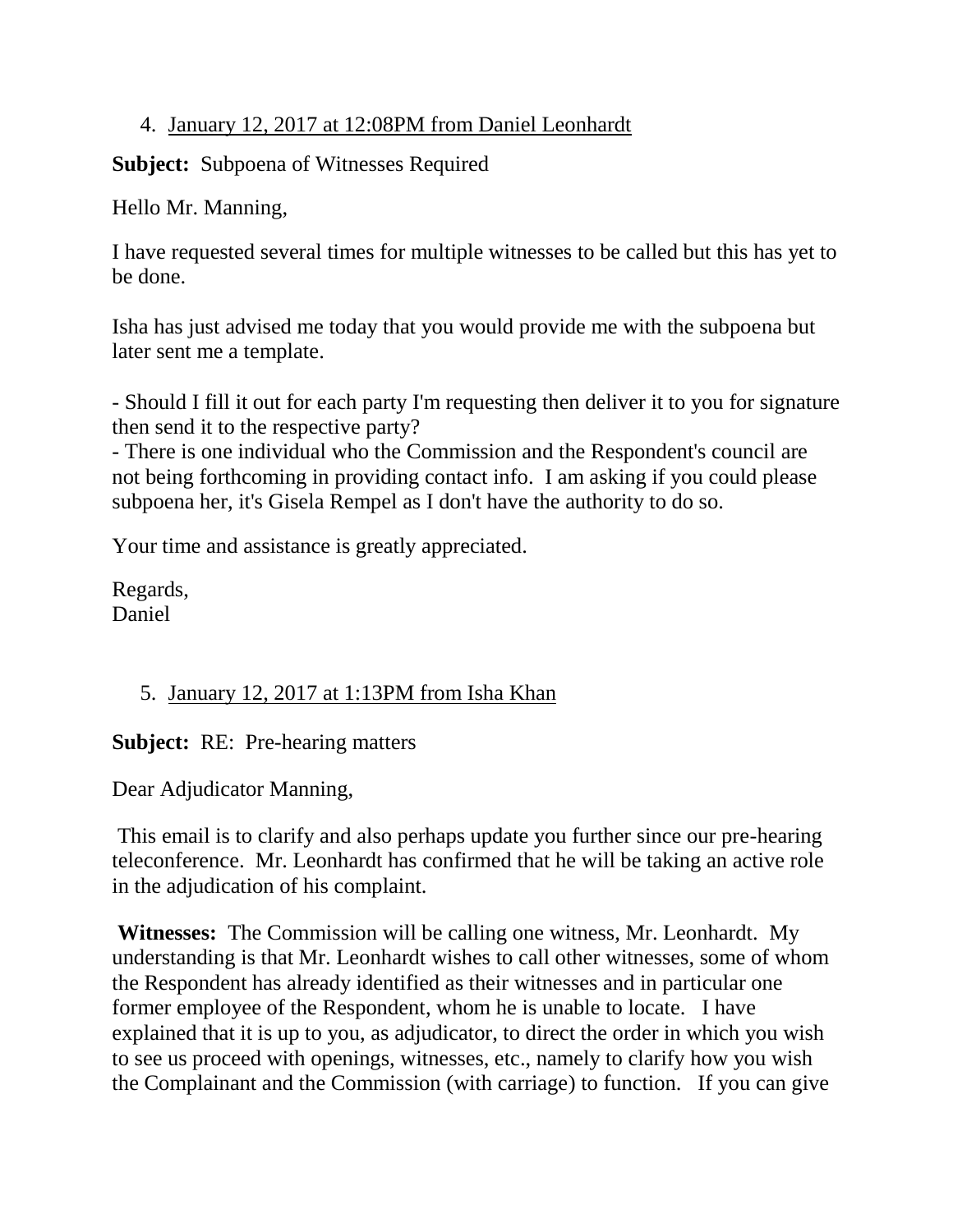4. January 12, 2017 at 12:08PM from Daniel Leonhardt

**Subject:** Subpoena of Witnesses Required

Hello Mr. Manning,

I have requested several times for multiple witnesses to be called but this has yet to be done.

Isha has just advised me today that you would provide me with the subpoena but later sent me a template.

- Should I fill it out for each party I'm requesting then deliver it to you for signature then send it to the respective party?
- There is one individual who the Commission and the Respondent's council are not being forthcoming in providing contact info. I am asking if you could please subpoena her, it's Gisela Rempel as I don't have the authority to do so.

Your time and assistance is greatly appreciated.

Regards,
Daniel

5. January 12, 2017 at 1:13PM from Isha Khan

**Subject:** RE: Pre-hearing matters

Dear Adjudicator Manning,

This email is to clarify and also perhaps update you further since our pre-hearing teleconference. Mr. Leonhardt has confirmed that he will be taking an active role in the adjudication of his complaint.

**Witnesses:** The Commission will be calling one witness, Mr. Leonhardt. My understanding is that Mr. Leonhardt wishes to call other witnesses, some of whom the Respondent has already identified as their witnesses and in particular one former employee of the Respondent, whom he is unable to locate. I have explained that it is up to you, as adjudicator, to direct the order in which you wish to see us proceed with openings, witnesses, etc., namely to clarify how you wish the Complainant and the Commission (with carriage) to function. If you can give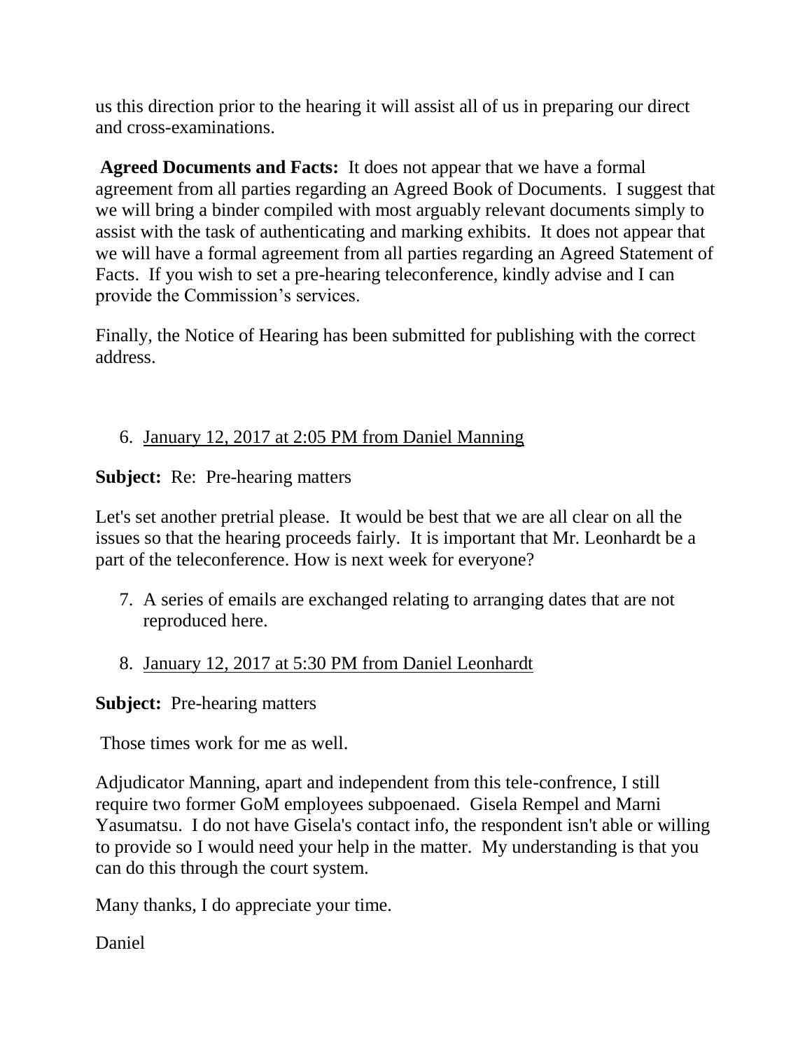us this direction prior to the hearing it will assist all of us in preparing our direct and cross-examinations.

**Agreed Documents and Facts:** It does not appear that we have a formal agreement from all parties regarding an Agreed Book of Documents. I suggest that we will bring a binder compiled with most arguably relevant documents simply to assist with the task of authenticating and marking exhibits. It does not appear that we will have a formal agreement from all parties regarding an Agreed Statement of Facts. If you wish to set a pre-hearing teleconference, kindly advise and I can provide the Commission's services.

Finally, the Notice of Hearing has been submitted for publishing with the correct address.

6. January 12, 2017 at 2:05 PM from Daniel Manning

**Subject:** Re: Pre-hearing matters

Let's set another pretrial please. It would be best that we are all clear on all the issues so that the hearing proceeds fairly. It is important that Mr. Leonhardt be a part of the teleconference. How is next week for everyone?

7. A series of emails are exchanged relating to arranging dates that are not reproduced here.

8. January 12, 2017 at 5:30 PM from Daniel Leonhardt

**Subject:** Pre-hearing matters

Those times work for me as well.

Adjudicator Manning, apart and independent from this tele-confrence, I still require two former GoM employees subpoenaed. Gisela Rempel and Marni Yasumatsu. I do not have Gisela's contact info, the respondent isn't able or willing to provide so I would need your help in the matter. My understanding is that you can do this through the court system.

Many thanks, I do appreciate your time.

Daniel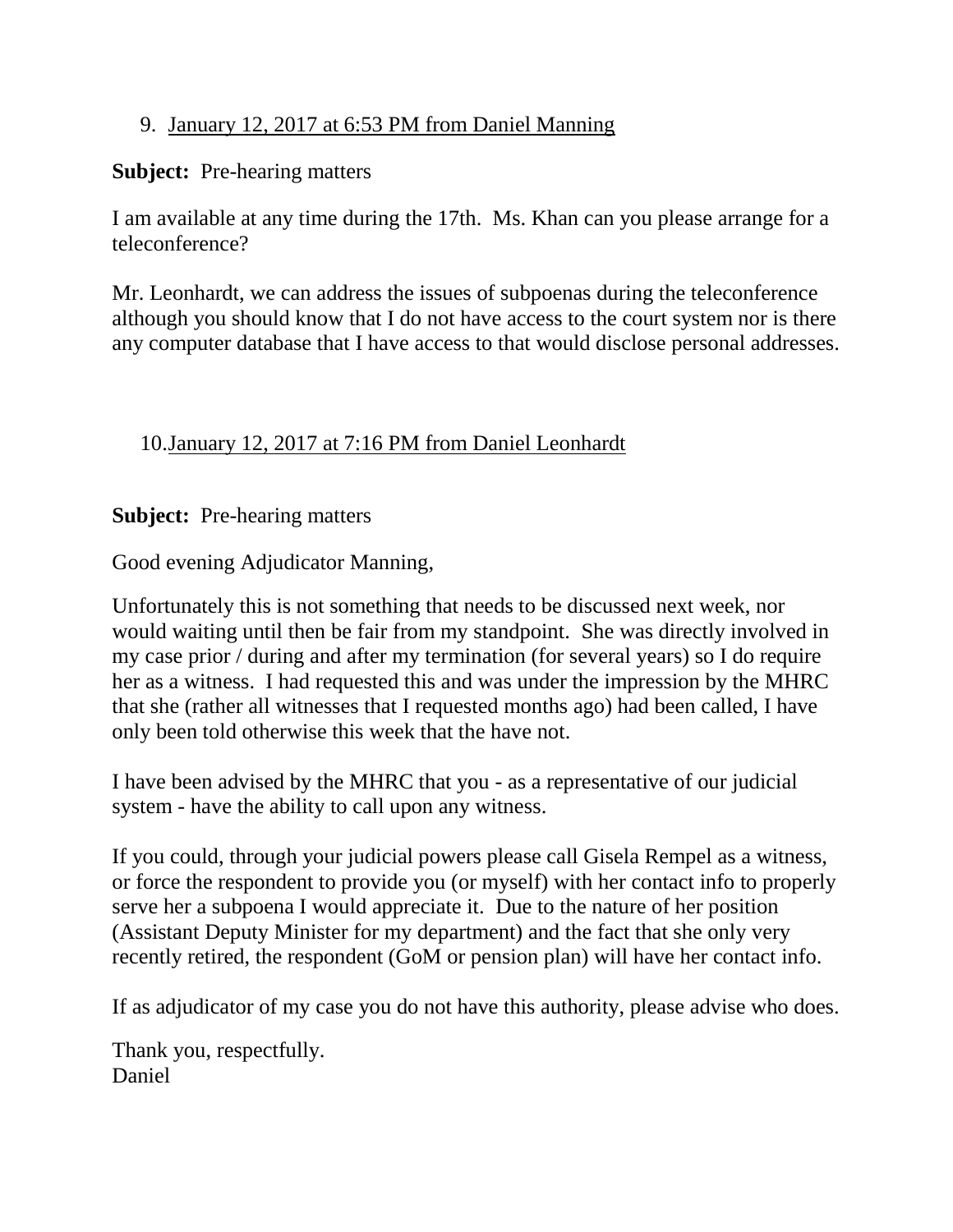9. <u>January 12, 2017 at 6:53 PM from Daniel Manning</u>

**Subject:** Pre-hearing matters

I am available at any time during the 17th. Ms. Khan can you please arrange for a teleconference?

Mr. Leonhardt, we can address the issues of subpoenas during the teleconference although you should know that I do not have access to the court system nor is there any computer database that I have access to that would disclose personal addresses.

10. <u>January 12, 2017 at 7:16 PM from Daniel Leonhardt</u>

**Subject:** Pre-hearing matters

Good evening Adjudicator Manning,

Unfortunately this is not something that needs to be discussed next week, nor would waiting until then be fair from my standpoint. She was directly involved in my case prior / during and after my termination (for several years) so I do require her as a witness. I had requested this and was under the impression by the MHRC that she (rather all witnesses that I requested months ago) had been called, I have only been told otherwise this week that the have not.

I have been advised by the MHRC that you - as a representative of our judicial system - have the ability to call upon any witness.

If you could, through your judicial powers please call Gisela Rempel as a witness, or force the respondent to provide you (or myself) with her contact info to properly serve her a subpoena I would appreciate it. Due to the nature of her position (Assistant Deputy Minister for my department) and the fact that she only very recently retired, the respondent (GoM or pension plan) will have her contact info.

If as adjudicator of my case you do not have this authority, please advise who does.

Thank you, respectfully.
Daniel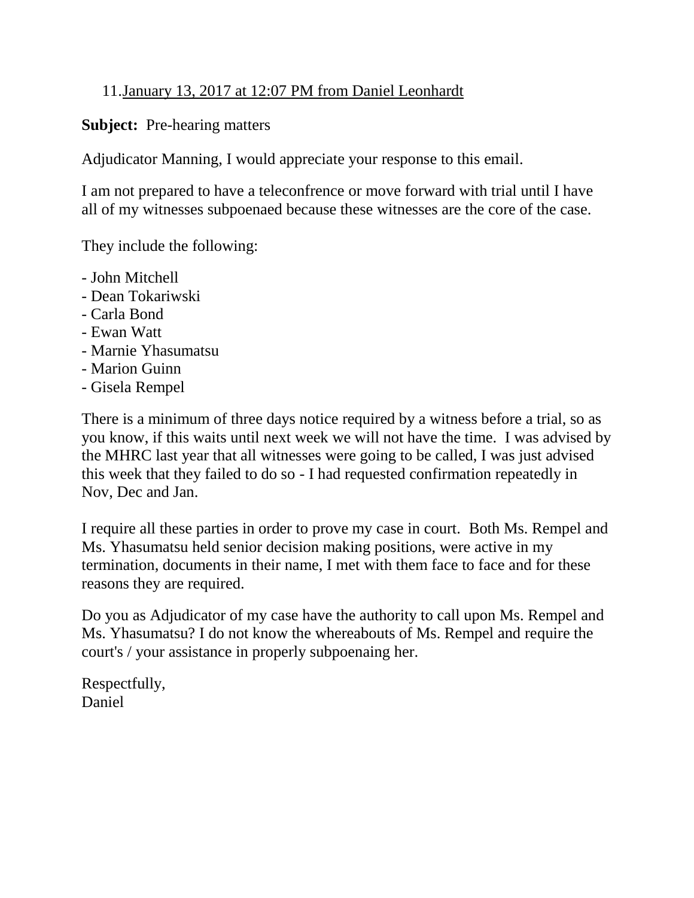11. <u>January 13, 2017 at 12:07 PM from Daniel Leonhardt</u>

**Subject:** Pre-hearing matters

Adjudicator Manning, I would appreciate your response to this email.

I am not prepared to have a teleconfrence or move forward with trial until I have all of my witnesses subpoenaed because these witnesses are the core of the case.

They include the following:

- John Mitchell
- Dean Tokariwski
- Carla Bond
- Ewan Watt
- Marnie Yhasumatsu
- Marion Guinn
- Gisela Rempel

There is a minimum of three days notice required by a witness before a trial, so as you know, if this waits until next week we will not have the time. I was advised by the MHRC last year that all witnesses were going to be called, I was just advised this week that they failed to do so - I had requested confirmation repeatedly in Nov, Dec and Jan.

I require all these parties in order to prove my case in court. Both Ms. Rempel and Ms. Yhasumatsu held senior decision making positions, were active in my termination, documents in their name, I met with them face to face and for these reasons they are required.

Do you as Adjudicator of my case have the authority to call upon Ms. Rempel and Ms. Yhasumatsu? I do not know the whereabouts of Ms. Rempel and require the court's / your assistance in properly subpoenaing her.

Respectfully,
Daniel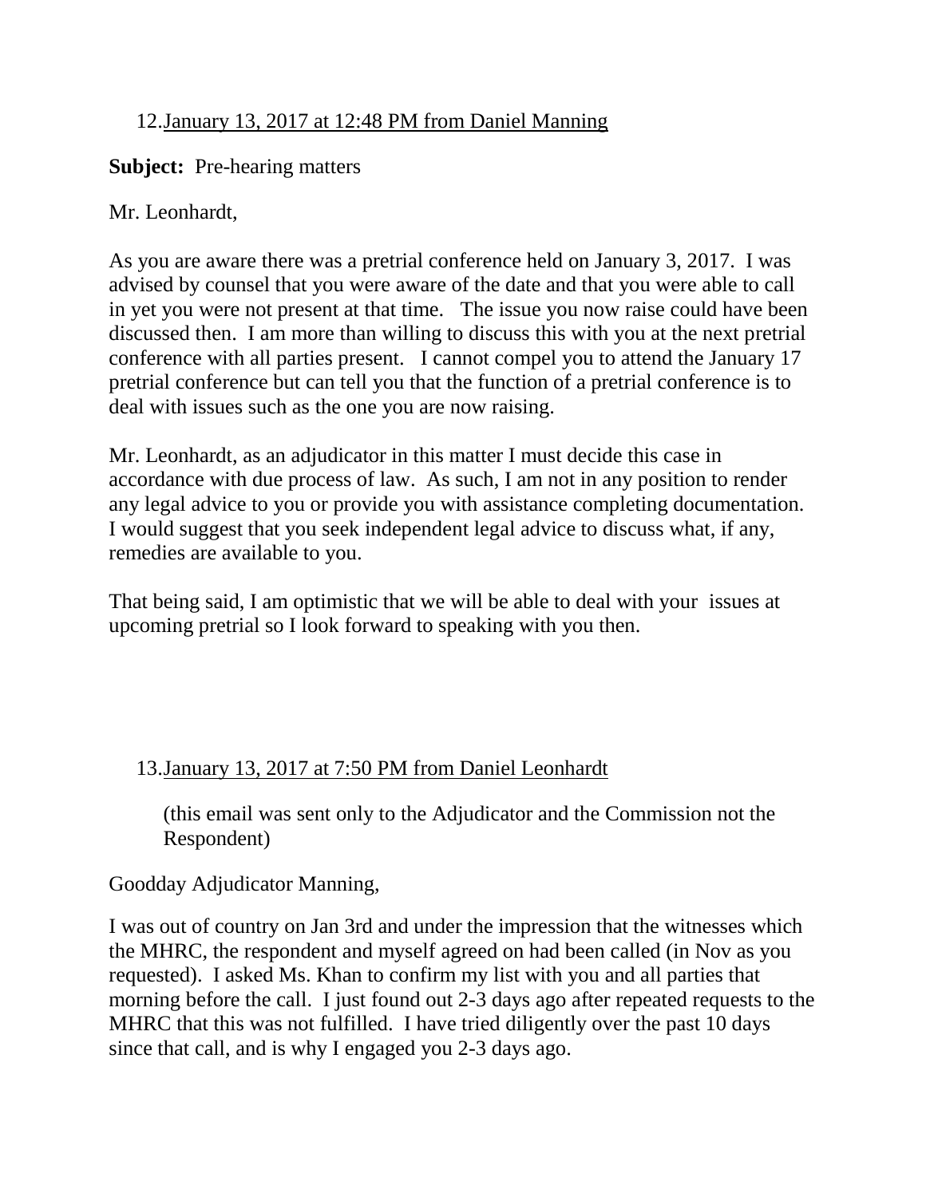12. January 13, 2017 at 12:48 PM from Daniel Manning

**Subject:** Pre-hearing matters

Mr. Leonhardt,

As you are aware there was a pretrial conference held on January 3, 2017. I was advised by counsel that you were aware of the date and that you were able to call in yet you were not present at that time. The issue you now raise could have been discussed then. I am more than willing to discuss this with you at the next pretrial conference with all parties present. I cannot compel you to attend the January 17 pretrial conference but can tell you that the function of a pretrial conference is to deal with issues such as the one you are now raising.

Mr. Leonhardt, as an adjudicator in this matter I must decide this case in accordance with due process of law. As such, I am not in any position to render any legal advice to you or provide you with assistance completing documentation. I would suggest that you seek independent legal advice to discuss what, if any, remedies are available to you.

That being said, I am optimistic that we will be able to deal with your issues at upcoming pretrial so I look forward to speaking with you then.

13. January 13, 2017 at 7:50 PM from Daniel Leonhardt

(this email was sent only to the Adjudicator and the Commission not the Respondent)

Goodday Adjudicator Manning,

I was out of country on Jan 3rd and under the impression that the witnesses which the MHRC, the respondent and myself agreed on had been called (in Nov as you requested). I asked Ms. Khan to confirm my list with you and all parties that morning before the call. I just found out 2-3 days ago after repeated requests to the MHRC that this was not fulfilled. I have tried diligently over the past 10 days since that call, and is why I engaged you 2-3 days ago.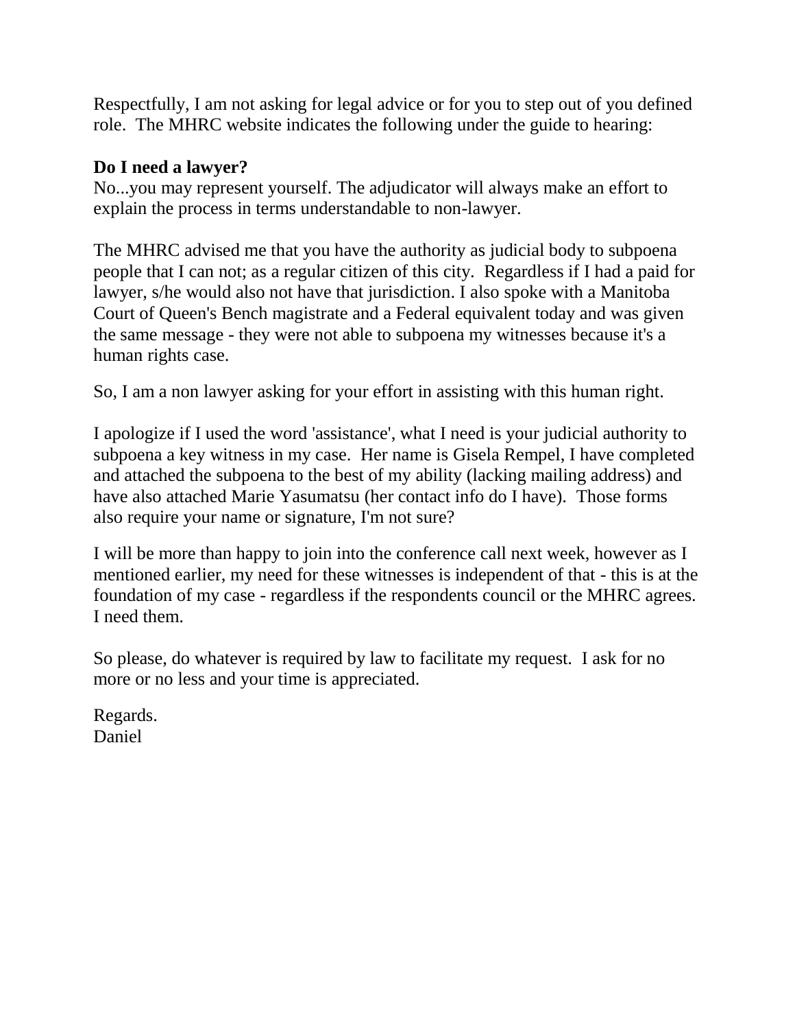Respectfully, I am not asking for legal advice or for you to step out of you defined role. The MHRC website indicates the following under the guide to hearing:

**Do I need a lawyer?**
No...you may represent yourself. The adjudicator will always make an effort to explain the process in terms understandable to non-lawyer.

The MHRC advised me that you have the authority as judicial body to subpoena people that I can not; as a regular citizen of this city. Regardless if I had a paid for lawyer, s/he would also not have that jurisdiction. I also spoke with a Manitoba Court of Queen's Bench magistrate and a Federal equivalent today and was given the same message - they were not able to subpoena my witnesses because it's a human rights case.

So, I am a non lawyer asking for your effort in assisting with this human right.

I apologize if I used the word 'assistance', what I need is your judicial authority to subpoena a key witness in my case. Her name is Gisela Rempel, I have completed and attached the subpoena to the best of my ability (lacking mailing address) and have also attached Marie Yasumatsu (her contact info do I have). Those forms also require your name or signature, I'm not sure?

I will be more than happy to join into the conference call next week, however as I mentioned earlier, my need for these witnesses is independent of that - this is at the foundation of my case - regardless if the respondents council or the MHRC agrees. I need them.

So please, do whatever is required by law to facilitate my request. I ask for no more or no less and your time is appreciated.

Regards.
Daniel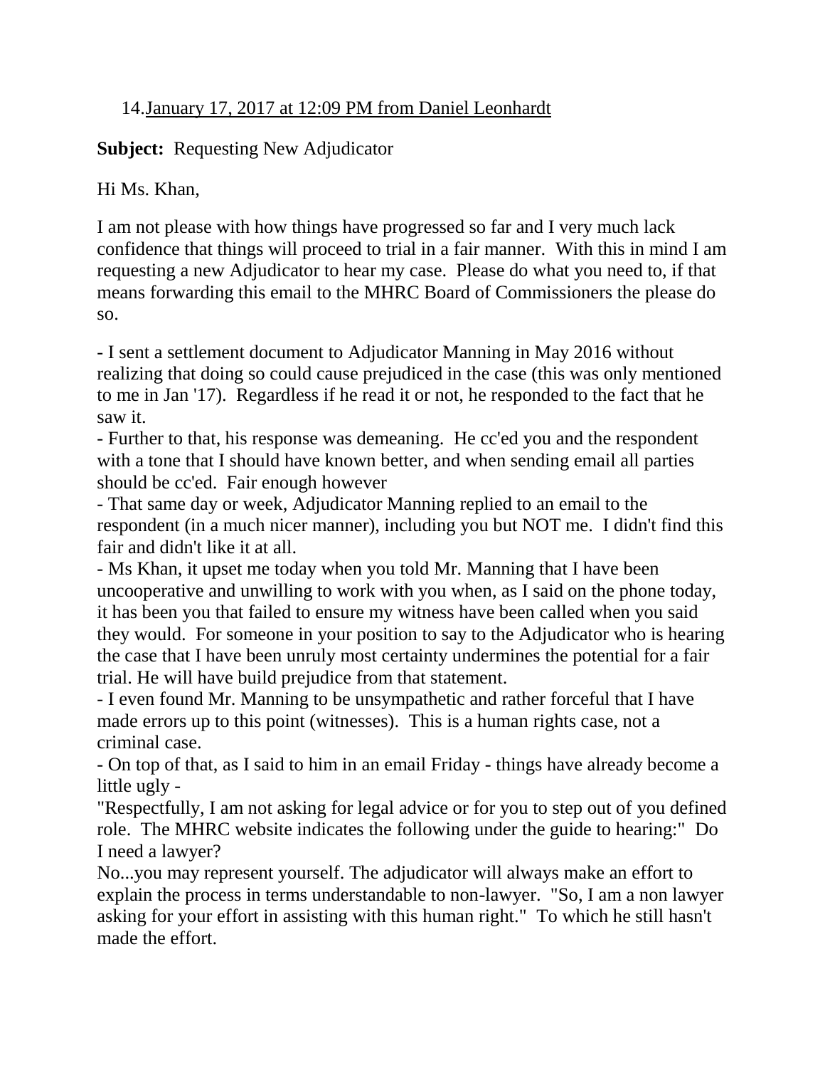14. January 17, 2017 at 12:09 PM from Daniel Leonhardt

**Subject:** Requesting New Adjudicator

Hi Ms. Khan,

I am not please with how things have progressed so far and I very much lack confidence that things will proceed to trial in a fair manner. With this in mind I am requesting a new Adjudicator to hear my case. Please do what you need to, if that means forwarding this email to the MHRC Board of Commissioners the please do so.

- I sent a settlement document to Adjudicator Manning in May 2016 without realizing that doing so could cause prejudiced in the case (this was only mentioned to me in Jan '17). Regardless if he read it or not, he responded to the fact that he saw it.
- Further to that, his response was demeaning. He cc'ed you and the respondent with a tone that I should have known better, and when sending email all parties should be cc'ed. Fair enough however
- That same day or week, Adjudicator Manning replied to an email to the respondent (in a much nicer manner), including you but NOT me. I didn't find this fair and didn't like it at all.
- Ms Khan, it upset me today when you told Mr. Manning that I have been uncooperative and unwilling to work with you when, as I said on the phone today, it has been you that failed to ensure my witness have been called when you said they would. For someone in your position to say to the Adjudicator who is hearing the case that I have been unruly most certainty undermines the potential for a fair trial. He will have build prejudice from that statement.
- I even found Mr. Manning to be unsympathetic and rather forceful that I have made errors up to this point (witnesses). This is a human rights case, not a criminal case.
- On top of that, as I said to him in an email Friday - things have already become a little ugly -

"Respectfully, I am not asking for legal advice or for you to step out of you defined role. The MHRC website indicates the following under the guide to hearing:" Do I need a lawyer?

No...you may represent yourself. The adjudicator will always make an effort to explain the process in terms understandable to non-lawyer. "So, I am a non lawyer asking for your effort in assisting with this human right." To which he still hasn't made the effort.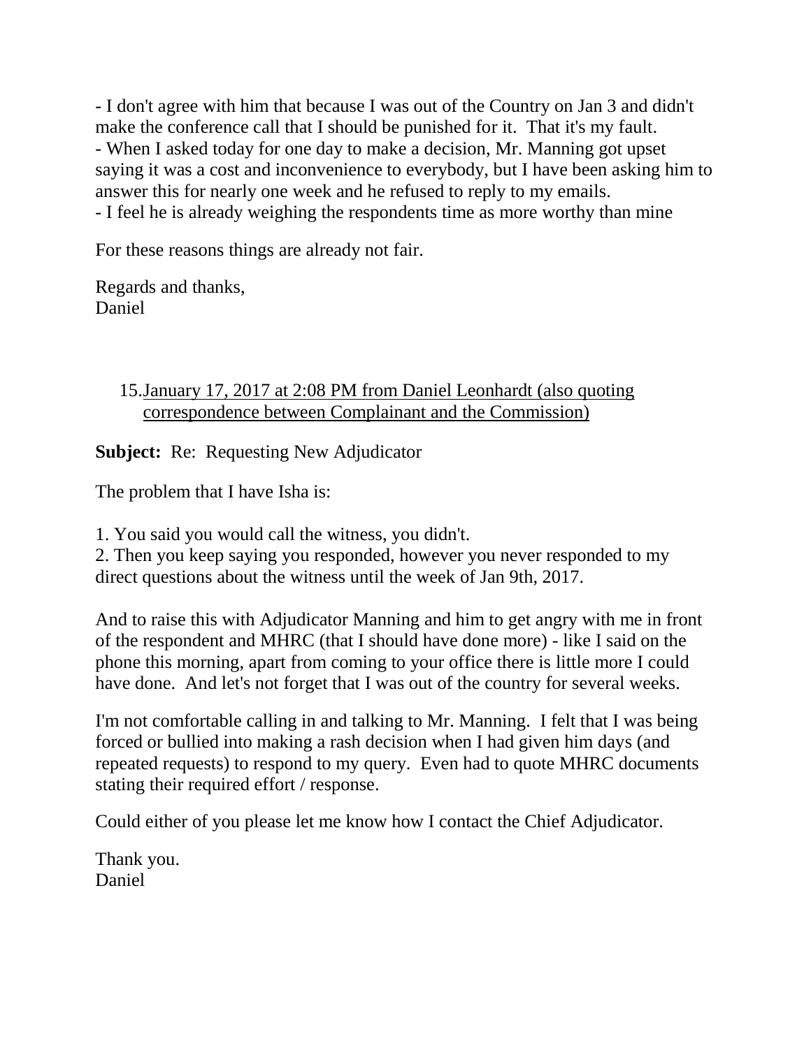- I don't agree with him that because I was out of the Country on Jan 3 and didn't make the conference call that I should be punished for it.  That it's my fault.
- When I asked today for one day to make a decision, Mr. Manning got upset saying it was a cost and inconvenience to everybody, but I have been asking him to answer this for nearly one week and he refused to reply to my emails.
- I feel he is already weighing the respondents time as more worthy than mine

For these reasons things are already not fair.

Regards and thanks,
Daniel

15. <u>January 17, 2017 at 2:08 PM from Daniel Leonhardt (also quoting correspondence between Complainant and the Commission)</u>

**Subject:** Re: Requesting New Adjudicator

The problem that I have Isha is:

1. You said you would call the witness, you didn't.
2. Then you keep saying you responded, however you never responded to my direct questions about the witness until the week of Jan 9th, 2017.

And to raise this with Adjudicator Manning and him to get angry with me in front of the respondent and MHRC (that I should have done more) - like I said on the phone this morning, apart from coming to your office there is little more I could have done.  And let's not forget that I was out of the country for several weeks.

I'm not comfortable calling in and talking to Mr. Manning.  I felt that I was being forced or bullied into making a rash decision when I had given him days (and repeated requests) to respond to my query.  Even had to quote MHRC documents stating their required effort / response.

Could either of you please let me know how I contact the Chief Adjudicator.

Thank you.
Daniel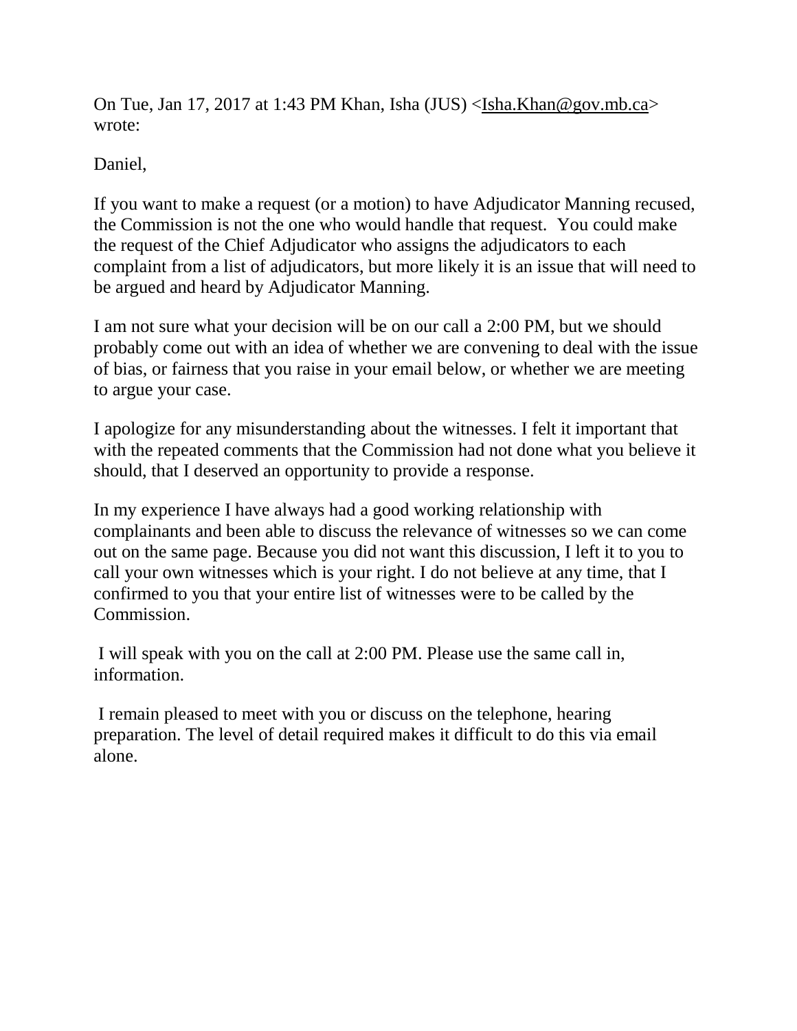On Tue, Jan 17, 2017 at 1:43 PM Khan, Isha (JUS) <Isha.Khan@gov.mb.ca> wrote:

Daniel,

If you want to make a request (or a motion) to have Adjudicator Manning recused, the Commission is not the one who would handle that request.  You could make the request of the Chief Adjudicator who assigns the adjudicators to each complaint from a list of adjudicators, but more likely it is an issue that will need to be argued and heard by Adjudicator Manning.

I am not sure what your decision will be on our call a 2:00 PM, but we should probably come out with an idea of whether we are convening to deal with the issue of bias, or fairness that you raise in your email below, or whether we are meeting to argue your case.

I apologize for any misunderstanding about the witnesses. I felt it important that with the repeated comments that the Commission had not done what you believe it should, that I deserved an opportunity to provide a response.

In my experience I have always had a good working relationship with complainants and been able to discuss the relevance of witnesses so we can come out on the same page. Because you did not want this discussion, I left it to you to call your own witnesses which is your right. I do not believe at any time, that I confirmed to you that your entire list of witnesses were to be called by the Commission.

I will speak with you on the call at 2:00 PM. Please use the same call in, information.

I remain pleased to meet with you or discuss on the telephone, hearing preparation. The level of detail required makes it difficult to do this via email alone.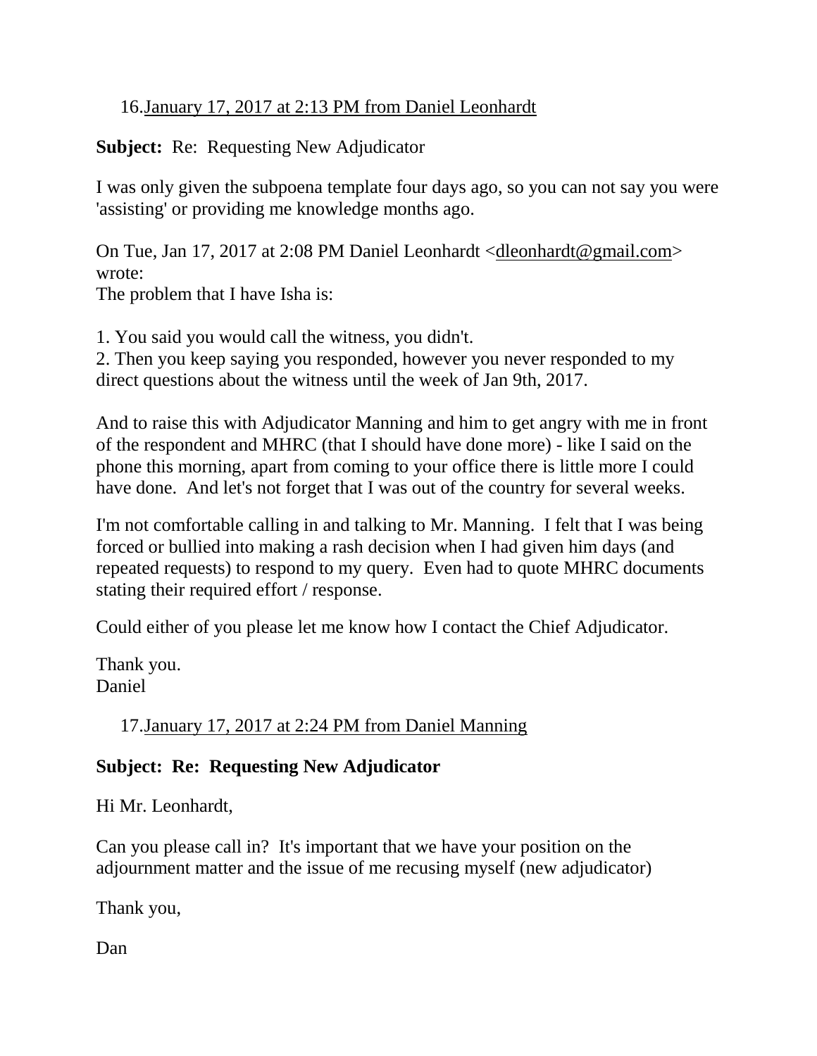16. January 17, 2017 at 2:13 PM from Daniel Leonhardt

**Subject:** Re: Requesting New Adjudicator

I was only given the subpoena template four days ago, so you can not say you were 'assisting' or providing me knowledge months ago.

On Tue, Jan 17, 2017 at 2:08 PM Daniel Leonhardt <dleonhardt@gmail.com> wrote:
The problem that I have Isha is:

1. You said you would call the witness, you didn't.
2. Then you keep saying you responded, however you never responded to my direct questions about the witness until the week of Jan 9th, 2017.

And to raise this with Adjudicator Manning and him to get angry with me in front of the respondent and MHRC (that I should have done more) - like I said on the phone this morning, apart from coming to your office there is little more I could have done. And let's not forget that I was out of the country for several weeks.

I'm not comfortable calling in and talking to Mr. Manning. I felt that I was being forced or bullied into making a rash decision when I had given him days (and repeated requests) to respond to my query. Even had to quote MHRC documents stating their required effort / response.

Could either of you please let me know how I contact the Chief Adjudicator.

Thank you.
Daniel

17. January 17, 2017 at 2:24 PM from Daniel Manning

**Subject: Re: Requesting New Adjudicator**

Hi Mr. Leonhardt,

Can you please call in? It's important that we have your position on the adjournment matter and the issue of me recusing myself (new adjudicator)

Thank you,

Dan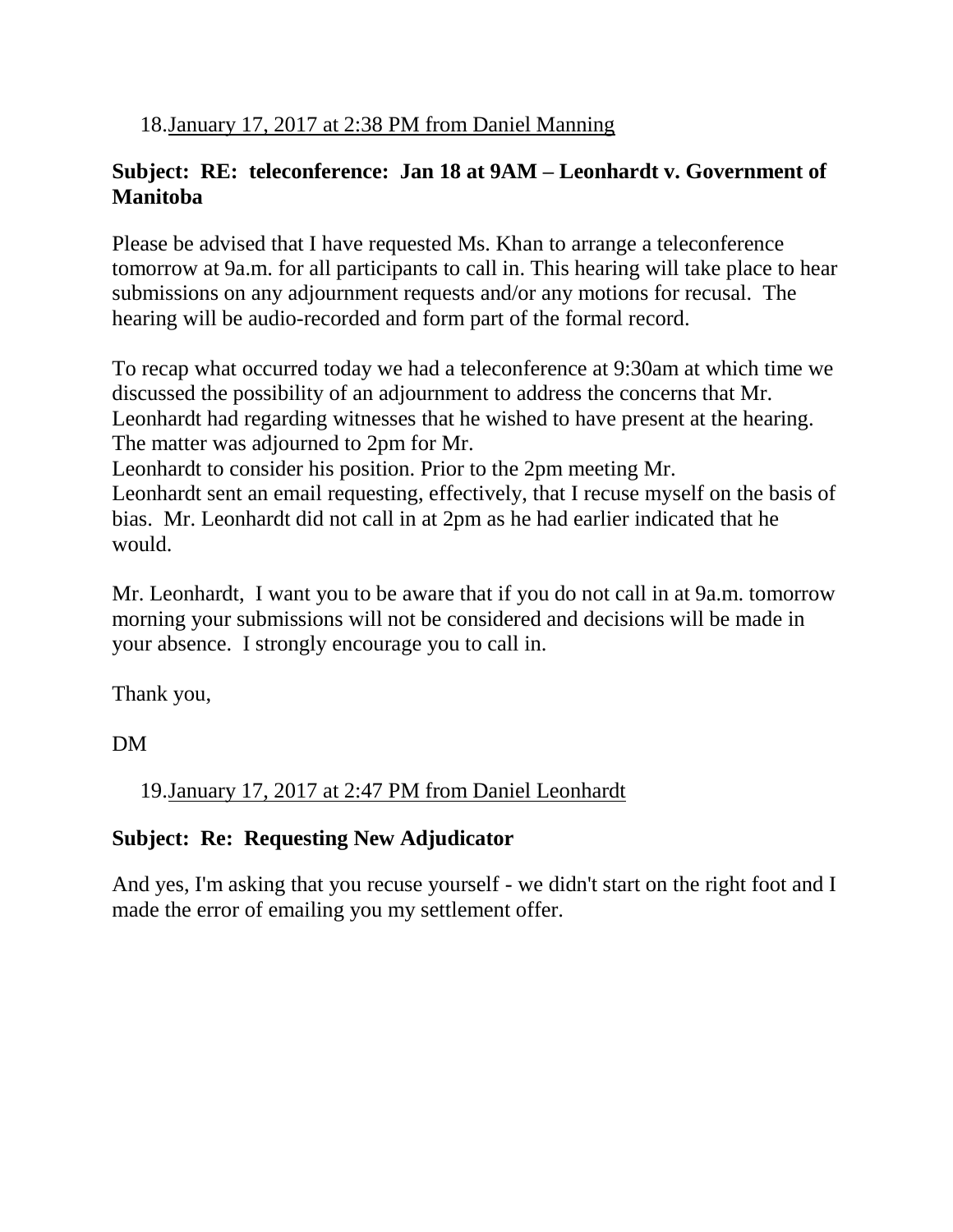18. January 17, 2017 at 2:38 PM from Daniel Manning

**Subject: RE: teleconference: Jan 18 at 9AM – Leonhardt v. Government of Manitoba**

Please be advised that I have requested Ms. Khan to arrange a teleconference tomorrow at 9a.m. for all participants to call in. This hearing will take place to hear submissions on any adjournment requests and/or any motions for recusal. The hearing will be audio-recorded and form part of the formal record.

To recap what occurred today we had a teleconference at 9:30am at which time we discussed the possibility of an adjournment to address the concerns that Mr. Leonhardt had regarding witnesses that he wished to have present at the hearing. The matter was adjourned to 2pm for Mr.
Leonhardt to consider his position. Prior to the 2pm meeting Mr.
Leonhardt sent an email requesting, effectively, that I recuse myself on the basis of bias. Mr. Leonhardt did not call in at 2pm as he had earlier indicated that he would.

Mr. Leonhardt, I want you to be aware that if you do not call in at 9a.m. tomorrow morning your submissions will not be considered and decisions will be made in your absence. I strongly encourage you to call in.

Thank you,

DM

19. January 17, 2017 at 2:47 PM from Daniel Leonhardt

**Subject: Re: Requesting New Adjudicator**

And yes, I'm asking that you recuse yourself - we didn't start on the right foot and I made the error of emailing you my settlement offer.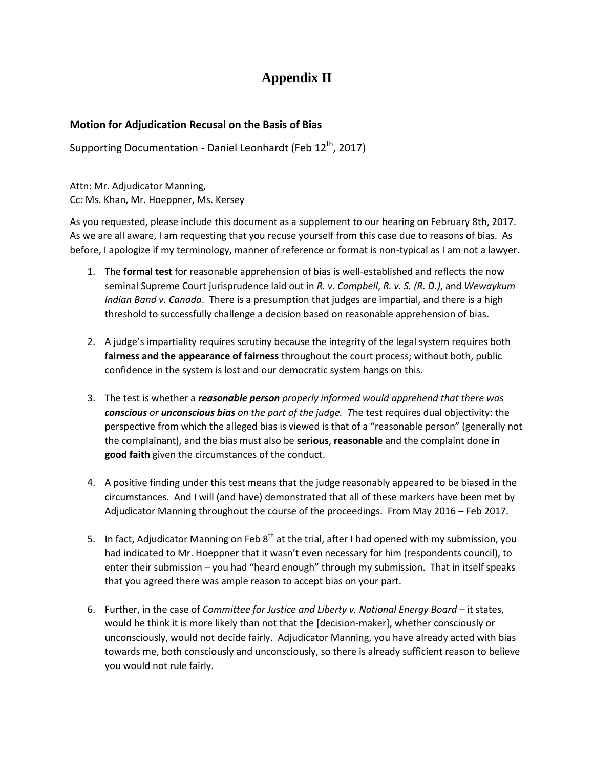# Appendix II

### Motion for Adjudication Recusal on the Basis of Bias

Supporting Documentation - Daniel Leonhardt (Feb 12th, 2017)

Attn: Mr. Adjudicator Manning,
Cc: Ms. Khan, Mr. Hoeppner, Ms. Kersey

As you requested, please include this document as a supplement to our hearing on February 8th, 2017. As we are all aware, I am requesting that you recuse yourself from this case due to reasons of bias. As before, I apologize if my terminology, manner of reference or format is non-typical as I am not a lawyer.

1. The **formal test** for reasonable apprehension of bias is well-established and reflects the now seminal Supreme Court jurisprudence laid out in *R. v. Campbell*, *R. v. S. (R. D.)*, and *Wewaykum Indian Band v. Canada*. There is a presumption that judges are impartial, and there is a high threshold to successfully challenge a decision based on reasonable apprehension of bias.

2. A judge's impartiality requires scrutiny because the integrity of the legal system requires both **fairness and the appearance of fairness** throughout the court process; without both, public confidence in the system is lost and our democratic system hangs on this.

3. The test is whether a ***reasonable person*** *properly informed would apprehend that there was* ***conscious*** *or* ***unconscious bias*** *on the part of the judge. T*he test requires dual objectivity: the perspective from which the alleged bias is viewed is that of a "reasonable person" (generally not the complainant), and the bias must also be **serious**, **reasonable** and the complaint done **in good faith** given the circumstances of the conduct.

4. A positive finding under this test means that the judge reasonably appeared to be biased in the circumstances. And I will (and have) demonstrated that all of these markers have been met by Adjudicator Manning throughout the course of the proceedings. From May 2016 – Feb 2017.

5. In fact, Adjudicator Manning on Feb 8th at the trial, after I had opened with my submission, you had indicated to Mr. Hoeppner that it wasn't even necessary for him (respondents council), to enter their submission – you had "heard enough" through my submission. That in itself speaks that you agreed there was ample reason to accept bias on your part.

6. Further, in the case of *Committee for Justice and Liberty v. National Energy Board* – it states, would he think it is more likely than not that the [decision-maker], whether consciously or unconsciously, would not decide fairly. Adjudicator Manning, you have already acted with bias towards me, both consciously and unconsciously, so there is already sufficient reason to believe you would not rule fairly.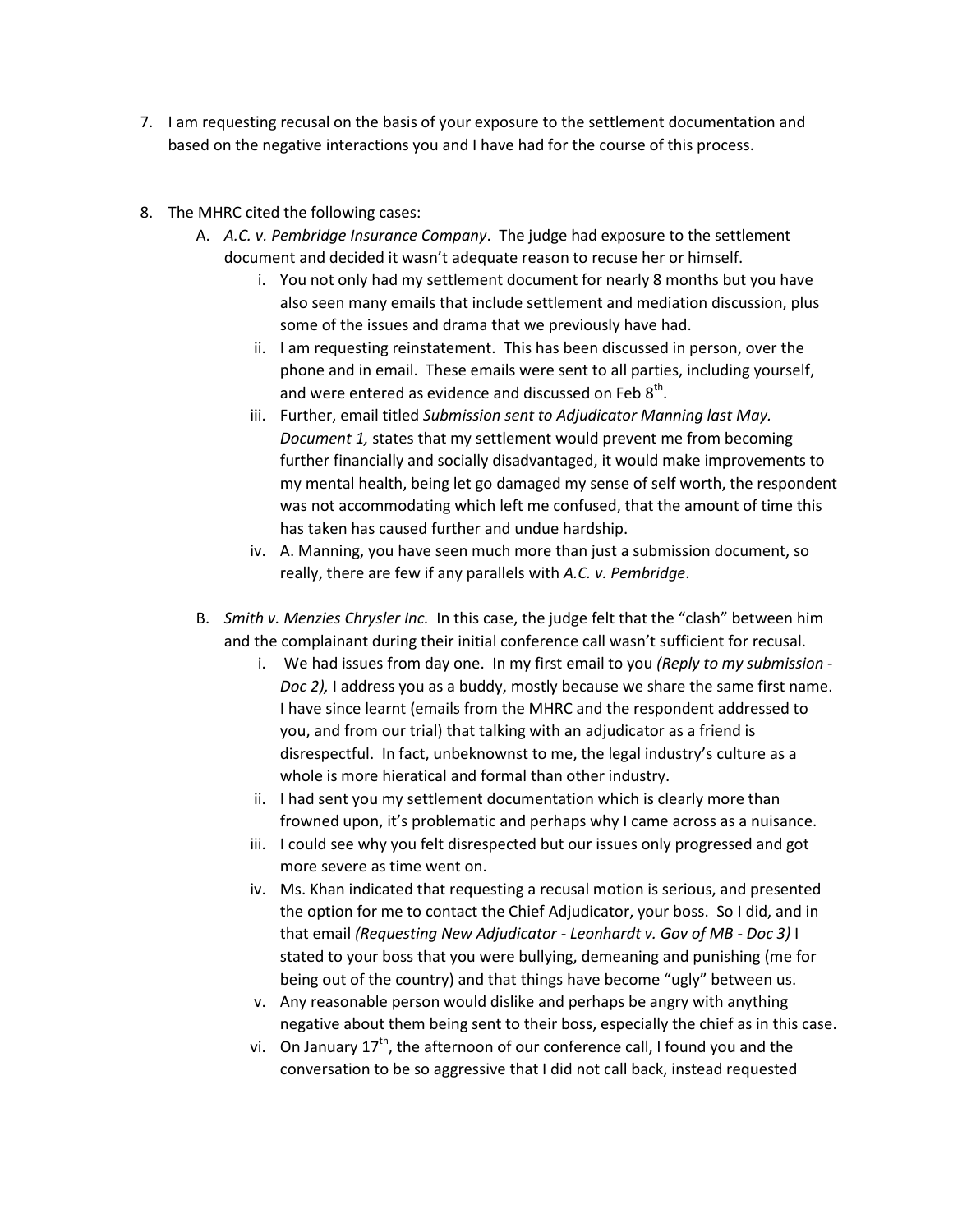7. I am requesting recusal on the basis of your exposure to the settlement documentation and based on the negative interactions you and I have had for the course of this process.

8. The MHRC cited the following cases:
   A. *A.C. v. Pembridge Insurance Company*. The judge had exposure to the settlement document and decided it wasn't adequate reason to recuse her or himself.
      i. You not only had my settlement document for nearly 8 months but you have also seen many emails that include settlement and mediation discussion, plus some of the issues and drama that we previously have had.
      ii. I am requesting reinstatement. This has been discussed in person, over the phone and in email. These emails were sent to all parties, including yourself, and were entered as evidence and discussed on Feb 8th.
      iii. Further, email titled *Submission sent to Adjudicator Manning last May. Document 1,* states that my settlement would prevent me from becoming further financially and socially disadvantaged, it would make improvements to my mental health, being let go damaged my sense of self worth, the respondent was not accommodating which left me confused, that the amount of time this has taken has caused further and undue hardship.
      iv. A. Manning, you have seen much more than just a submission document, so really, there are few if any parallels with *A.C. v. Pembridge*.

   B. *Smith v. Menzies Chrysler Inc.* In this case, the judge felt that the "clash" between him and the complainant during their initial conference call wasn't sufficient for recusal.
      i. We had issues from day one. In my first email to you *(Reply to my submission - Doc 2),* I address you as a buddy, mostly because we share the same first name. I have since learnt (emails from the MHRC and the respondent addressed to you, and from our trial) that talking with an adjudicator as a friend is disrespectful. In fact, unbeknownst to me, the legal industry's culture as a whole is more hieratical and formal than other industry.
      ii. I had sent you my settlement documentation which is clearly more than frowned upon, it's problematic and perhaps why I came across as a nuisance.
      iii. I could see why you felt disrespected but our issues only progressed and got more severe as time went on.
      iv. Ms. Khan indicated that requesting a recusal motion is serious, and presented the option for me to contact the Chief Adjudicator, your boss. So I did, and in that email *(Requesting New Adjudicator - Leonhardt v. Gov of MB - Doc 3)* I stated to your boss that you were bullying, demeaning and punishing (me for being out of the country) and that things have become "ugly" between us.
      v. Any reasonable person would dislike and perhaps be angry with anything negative about them being sent to their boss, especially the chief as in this case.
      vi. On January 17th, the afternoon of our conference call, I found you and the conversation to be so aggressive that I did not call back, instead requested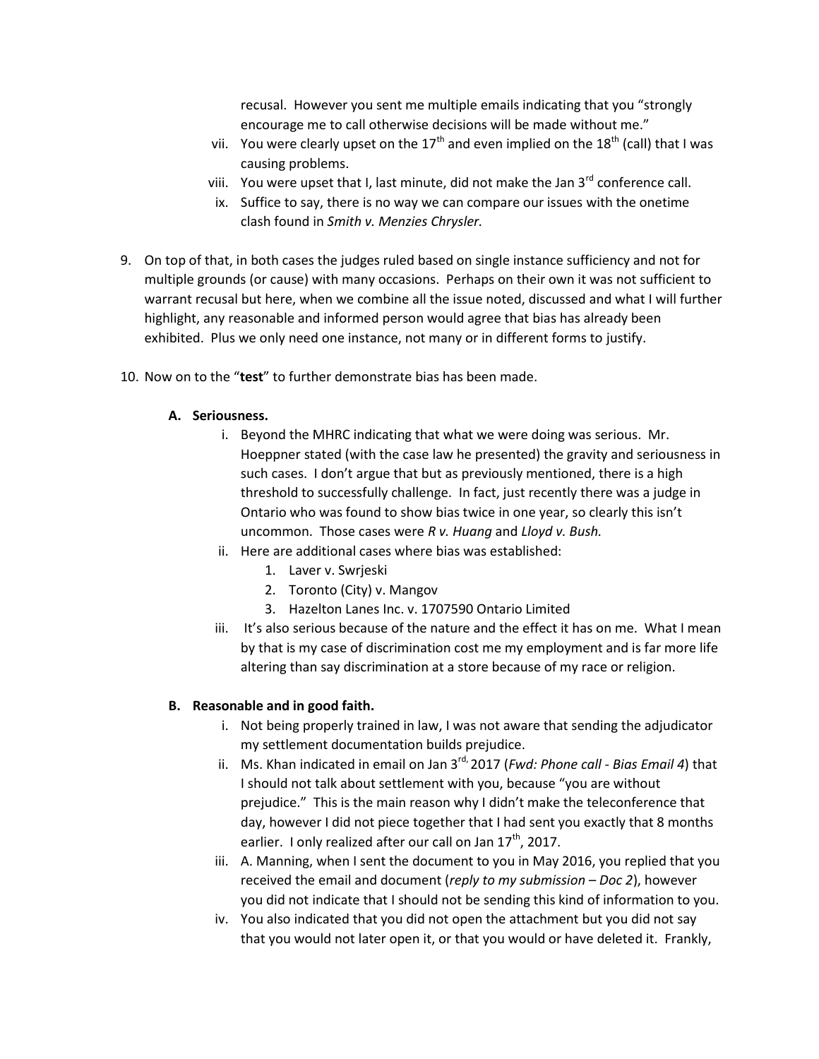recusal. However you sent me multiple emails indicating that you "strongly encourage me to call otherwise decisions will be made without me."

vii. You were clearly upset on the 17th and even implied on the 18th (call) that I was causing problems.

viii. You were upset that I, last minute, did not make the Jan 3rd conference call.

ix. Suffice to say, there is no way we can compare our issues with the onetime clash found in *Smith v. Menzies Chrysler.*

9. On top of that, in both cases the judges ruled based on single instance sufficiency and not for multiple grounds (or cause) with many occasions. Perhaps on their own it was not sufficient to warrant recusal but here, when we combine all the issue noted, discussed and what I will further highlight, any reasonable and informed person would agree that bias has already been exhibited. Plus we only need one instance, not many or in different forms to justify.

10. Now on to the "**test**" to further demonstrate bias has been made.

    **A. Seriousness.**

    i. Beyond the MHRC indicating that what we were doing was serious. Mr. Hoeppner stated (with the case law he presented) the gravity and seriousness in such cases. I don't argue that but as previously mentioned, there is a high threshold to successfully challenge. In fact, just recently there was a judge in Ontario who was found to show bias twice in one year, so clearly this isn't uncommon. Those cases were *R v. Huang* and *Lloyd v. Bush.*

    ii. Here are additional cases where bias was established:
        1. Laver v. Swrjeski
        2. Toronto (City) v. Mangov
        3. Hazelton Lanes Inc. v. 1707590 Ontario Limited

    iii. It's also serious because of the nature and the effect it has on me. What I mean by that is my case of discrimination cost me my employment and is far more life altering than say discrimination at a store because of my race or religion.

    **B. Reasonable and in good faith.**

    i. Not being properly trained in law, I was not aware that sending the adjudicator my settlement documentation builds prejudice.

    ii. Ms. Khan indicated in email on Jan 3rd, 2017 (*Fwd: Phone call - Bias Email 4*) that I should not talk about settlement with you, because "you are without prejudice." This is the main reason why I didn't make the teleconference that day, however I did not piece together that I had sent you exactly that 8 months earlier. I only realized after our call on Jan 17th, 2017.

    iii. A. Manning, when I sent the document to you in May 2016, you replied that you received the email and document (*reply to my submission – Doc 2*), however you did not indicate that I should not be sending this kind of information to you.

    iv. You also indicated that you did not open the attachment but you did not say that you would not later open it, or that you would or have deleted it. Frankly,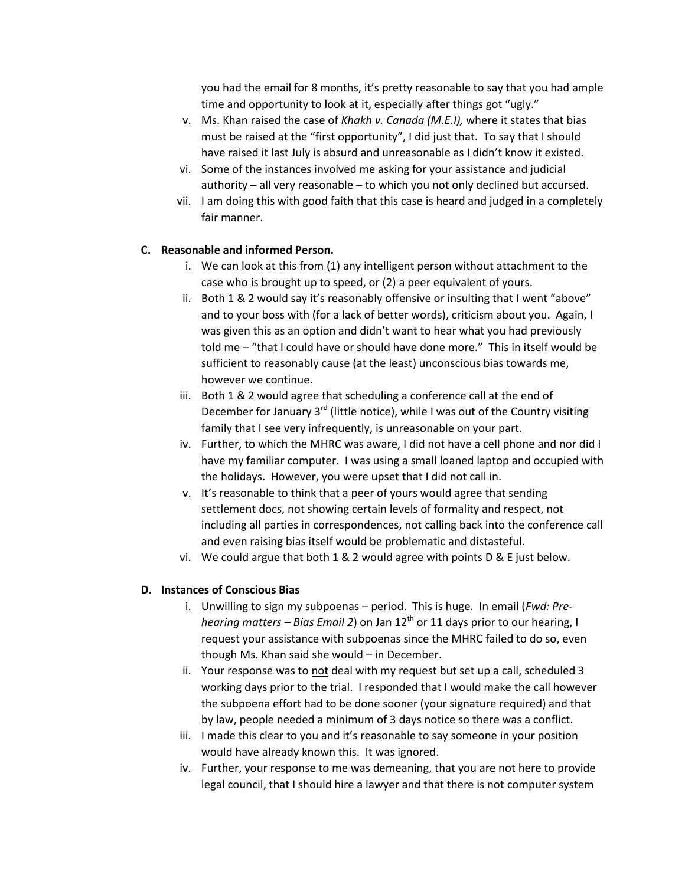you had the email for 8 months, it's pretty reasonable to say that you had ample time and opportunity to look at it, especially after things got "ugly."

v. Ms. Khan raised the case of *Khakh v. Canada (M.E.I),* where it states that bias must be raised at the "first opportunity", I did just that. To say that I should have raised it last July is absurd and unreasonable as I didn't know it existed.

vi. Some of the instances involved me asking for your assistance and judicial authority – all very reasonable – to which you not only declined but accursed.

vii. I am doing this with good faith that this case is heard and judged in a completely fair manner.

**C. Reasonable and informed Person.**

i. We can look at this from (1) any intelligent person without attachment to the case who is brought up to speed, or (2) a peer equivalent of yours.

ii. Both 1 & 2 would say it's reasonably offensive or insulting that I went "above" and to your boss with (for a lack of better words), criticism about you. Again, I was given this as an option and didn't want to hear what you had previously told me – "that I could have or should have done more." This in itself would be sufficient to reasonably cause (at the least) unconscious bias towards me, however we continue.

iii. Both 1 & 2 would agree that scheduling a conference call at the end of December for January 3rd (little notice), while I was out of the Country visiting family that I see very infrequently, is unreasonable on your part.

iv. Further, to which the MHRC was aware, I did not have a cell phone and nor did I have my familiar computer. I was using a small loaned laptop and occupied with the holidays. However, you were upset that I did not call in.

v. It's reasonable to think that a peer of yours would agree that sending settlement docs, not showing certain levels of formality and respect, not including all parties in correspondences, not calling back into the conference call and even raising bias itself would be problematic and distasteful.

vi. We could argue that both 1 & 2 would agree with points D & E just below.

**D. Instances of Conscious Bias**

i. Unwilling to sign my subpoenas – period. This is huge. In email (*Fwd: Pre-hearing matters – Bias Email 2*) on Jan 12th or 11 days prior to our hearing, I request your assistance with subpoenas since the MHRC failed to do so, even though Ms. Khan said she would – in December.

ii. Your response was to not deal with my request but set up a call, scheduled 3 working days prior to the trial. I responded that I would make the call however the subpoena effort had to be done sooner (your signature required) and that by law, people needed a minimum of 3 days notice so there was a conflict.

iii. I made this clear to you and it's reasonable to say someone in your position would have already known this. It was ignored.

iv. Further, your response to me was demeaning, that you are not here to provide legal council, that I should hire a lawyer and that there is not computer system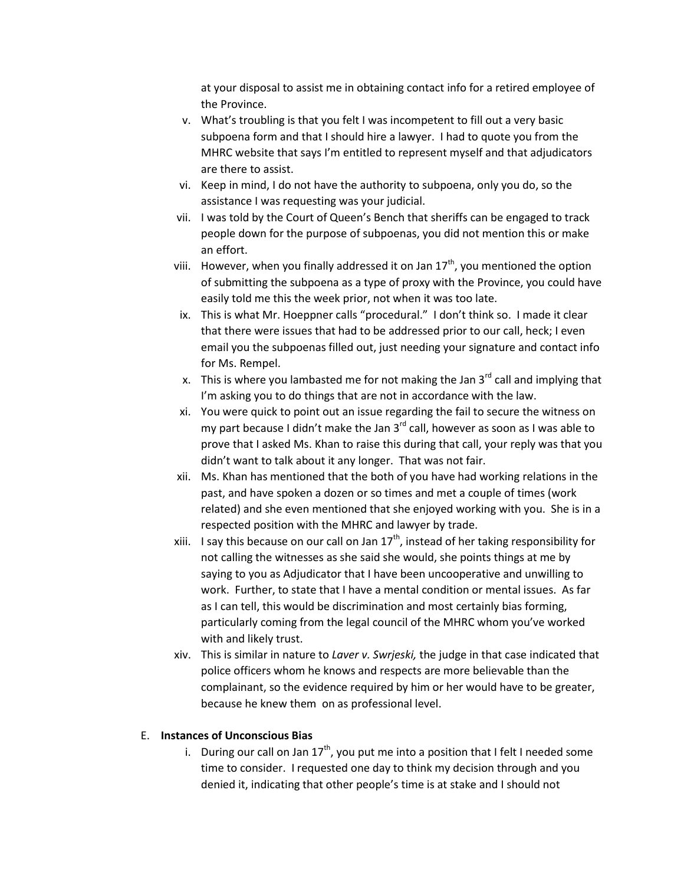at your disposal to assist me in obtaining contact info for a retired employee of the Province.

v. What's troubling is that you felt I was incompetent to fill out a very basic subpoena form and that I should hire a lawyer. I had to quote you from the MHRC website that says I'm entitled to represent myself and that adjudicators are there to assist.

vi. Keep in mind, I do not have the authority to subpoena, only you do, so the assistance I was requesting was your judicial.

vii. I was told by the Court of Queen's Bench that sheriffs can be engaged to track people down for the purpose of subpoenas, you did not mention this or make an effort.

viii. However, when you finally addressed it on Jan 17th, you mentioned the option of submitting the subpoena as a type of proxy with the Province, you could have easily told me this the week prior, not when it was too late.

ix. This is what Mr. Hoeppner calls "procedural." I don't think so. I made it clear that there were issues that had to be addressed prior to our call, heck; I even email you the subpoenas filled out, just needing your signature and contact info for Ms. Rempel.

x. This is where you lambasted me for not making the Jan 3rd call and implying that I'm asking you to do things that are not in accordance with the law.

xi. You were quick to point out an issue regarding the fail to secure the witness on my part because I didn't make the Jan 3rd call, however as soon as I was able to prove that I asked Ms. Khan to raise this during that call, your reply was that you didn't want to talk about it any longer. That was not fair.

xii. Ms. Khan has mentioned that the both of you have had working relations in the past, and have spoken a dozen or so times and met a couple of times (work related) and she even mentioned that she enjoyed working with you. She is in a respected position with the MHRC and lawyer by trade.

xiii. I say this because on our call on Jan 17th, instead of her taking responsibility for not calling the witnesses as she said she would, she points things at me by saying to you as Adjudicator that I have been uncooperative and unwilling to work. Further, to state that I have a mental condition or mental issues. As far as I can tell, this would be discrimination and most certainly bias forming, particularly coming from the legal council of the MHRC whom you've worked with and likely trust.

xiv. This is similar in nature to *Laver v. Swrjeski,* the judge in that case indicated that police officers whom he knows and respects are more believable than the complainant, so the evidence required by him or her would have to be greater, because he knew them on as professional level.

E. **Instances of Unconscious Bias**

i. During our call on Jan 17th, you put me into a position that I felt I needed some time to consider. I requested one day to think my decision through and you denied it, indicating that other people's time is at stake and I should not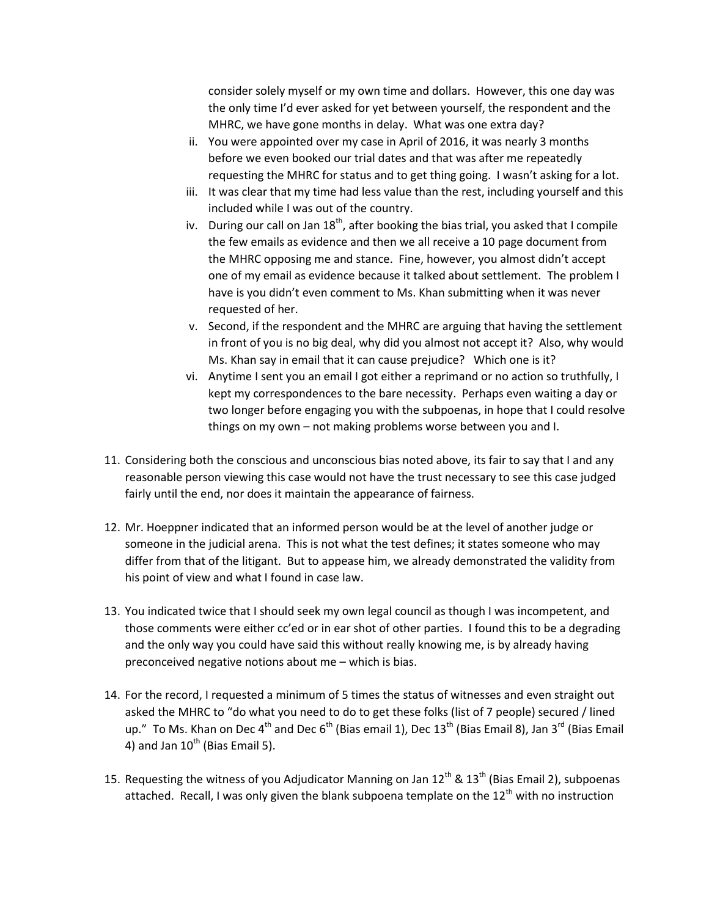consider solely myself or my own time and dollars. However, this one day was the only time I'd ever asked for yet between yourself, the respondent and the MHRC, we have gone months in delay. What was one extra day?

ii. You were appointed over my case in April of 2016, it was nearly 3 months before we even booked our trial dates and that was after me repeatedly requesting the MHRC for status and to get thing going. I wasn't asking for a lot.

iii. It was clear that my time had less value than the rest, including yourself and this included while I was out of the country.

iv. During our call on Jan 18th, after booking the bias trial, you asked that I compile the few emails as evidence and then we all receive a 10 page document from the MHRC opposing me and stance. Fine, however, you almost didn't accept one of my email as evidence because it talked about settlement. The problem I have is you didn't even comment to Ms. Khan submitting when it was never requested of her.

v. Second, if the respondent and the MHRC are arguing that having the settlement in front of you is no big deal, why did you almost not accept it? Also, why would Ms. Khan say in email that it can cause prejudice? Which one is it?

vi. Anytime I sent you an email I got either a reprimand or no action so truthfully, I kept my correspondences to the bare necessity. Perhaps even waiting a day or two longer before engaging you with the subpoenas, in hope that I could resolve things on my own – not making problems worse between you and I.

11. Considering both the conscious and unconscious bias noted above, its fair to say that I and any reasonable person viewing this case would not have the trust necessary to see this case judged fairly until the end, nor does it maintain the appearance of fairness.

12. Mr. Hoeppner indicated that an informed person would be at the level of another judge or someone in the judicial arena. This is not what the test defines; it states someone who may differ from that of the litigant. But to appease him, we already demonstrated the validity from his point of view and what I found in case law.

13. You indicated twice that I should seek my own legal council as though I was incompetent, and those comments were either cc'ed or in ear shot of other parties. I found this to be a degrading and the only way you could have said this without really knowing me, is by already having preconceived negative notions about me – which is bias.

14. For the record, I requested a minimum of 5 times the status of witnesses and even straight out asked the MHRC to "do what you need to do to get these folks (list of 7 people) secured / lined up." To Ms. Khan on Dec 4th and Dec 6th (Bias email 1), Dec 13th (Bias Email 8), Jan 3rd (Bias Email 4) and Jan 10th (Bias Email 5).

15. Requesting the witness of you Adjudicator Manning on Jan 12th & 13th (Bias Email 2), subpoenas attached. Recall, I was only given the blank subpoena template on the 12th with no instruction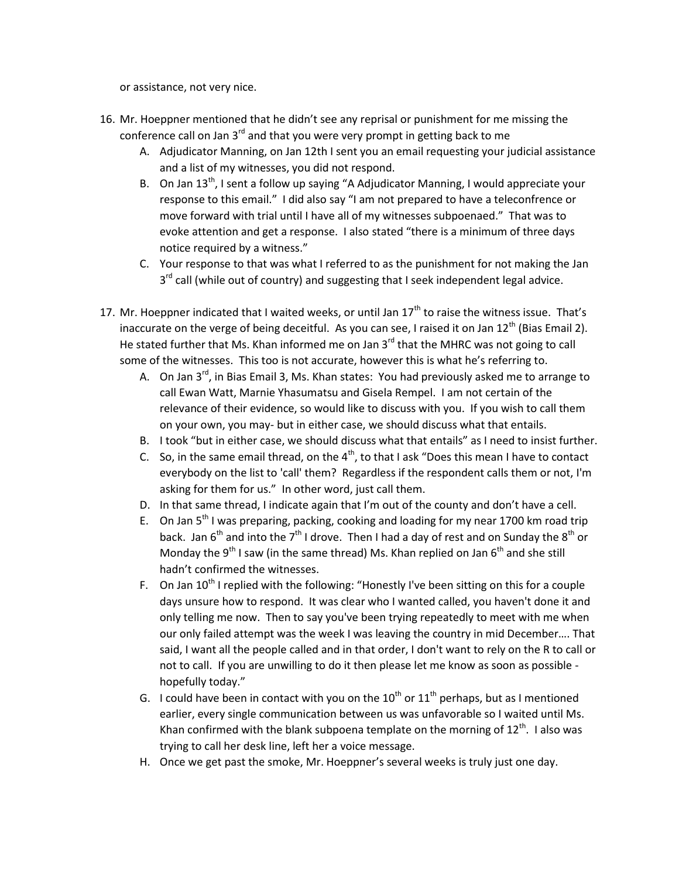or assistance, not very nice.

16. Mr. Hoeppner mentioned that he didn't see any reprisal or punishment for me missing the conference call on Jan 3rd and that you were very prompt in getting back to me
    A. Adjudicator Manning, on Jan 12th I sent you an email requesting your judicial assistance and a list of my witnesses, you did not respond.
    B. On Jan 13th, I sent a follow up saying "A Adjudicator Manning, I would appreciate your response to this email." I did also say "I am not prepared to have a teleconfrence or move forward with trial until I have all of my witnesses subpoenaed." That was to evoke attention and get a response. I also stated "there is a minimum of three days notice required by a witness."
    C. Your response to that was what I referred to as the punishment for not making the Jan 3rd call (while out of country) and suggesting that I seek independent legal advice.

17. Mr. Hoeppner indicated that I waited weeks, or until Jan 17th to raise the witness issue. That's inaccurate on the verge of being deceitful. As you can see, I raised it on Jan 12th (Bias Email 2). He stated further that Ms. Khan informed me on Jan 3rd that the MHRC was not going to call some of the witnesses. This too is not accurate, however this is what he's referring to.
    A. On Jan 3rd, in Bias Email 3, Ms. Khan states: You had previously asked me to arrange to call Ewan Watt, Marnie Yhasumatsu and Gisela Rempel. I am not certain of the relevance of their evidence, so would like to discuss with you. If you wish to call them on your own, you may- but in either case, we should discuss what that entails.
    B. I took "but in either case, we should discuss what that entails" as I need to insist further.
    C. So, in the same email thread, on the 4th, to that I ask "Does this mean I have to contact everybody on the list to 'call' them? Regardless if the respondent calls them or not, I'm asking for them for us." In other word, just call them.
    D. In that same thread, I indicate again that I'm out of the county and don't have a cell.
    E. On Jan 5th I was preparing, packing, cooking and loading for my near 1700 km road trip back. Jan 6th and into the 7th I drove. Then I had a day of rest and on Sunday the 8th or Monday the 9th I saw (in the same thread) Ms. Khan replied on Jan 6th and she still hadn't confirmed the witnesses.
    F. On Jan 10th I replied with the following: "Honestly I've been sitting on this for a couple days unsure how to respond. It was clear who I wanted called, you haven't done it and only telling me now. Then to say you've been trying repeatedly to meet with me when our only failed attempt was the week I was leaving the country in mid December…. That said, I want all the people called and in that order, I don't want to rely on the R to call or not to call. If you are unwilling to do it then please let me know as soon as possible - hopefully today."
    G. I could have been in contact with you on the 10th or 11th perhaps, but as I mentioned earlier, every single communication between us was unfavorable so I waited until Ms. Khan confirmed with the blank subpoena template on the morning of 12th. I also was trying to call her desk line, left her a voice message.
    H. Once we get past the smoke, Mr. Hoeppner's several weeks is truly just one day.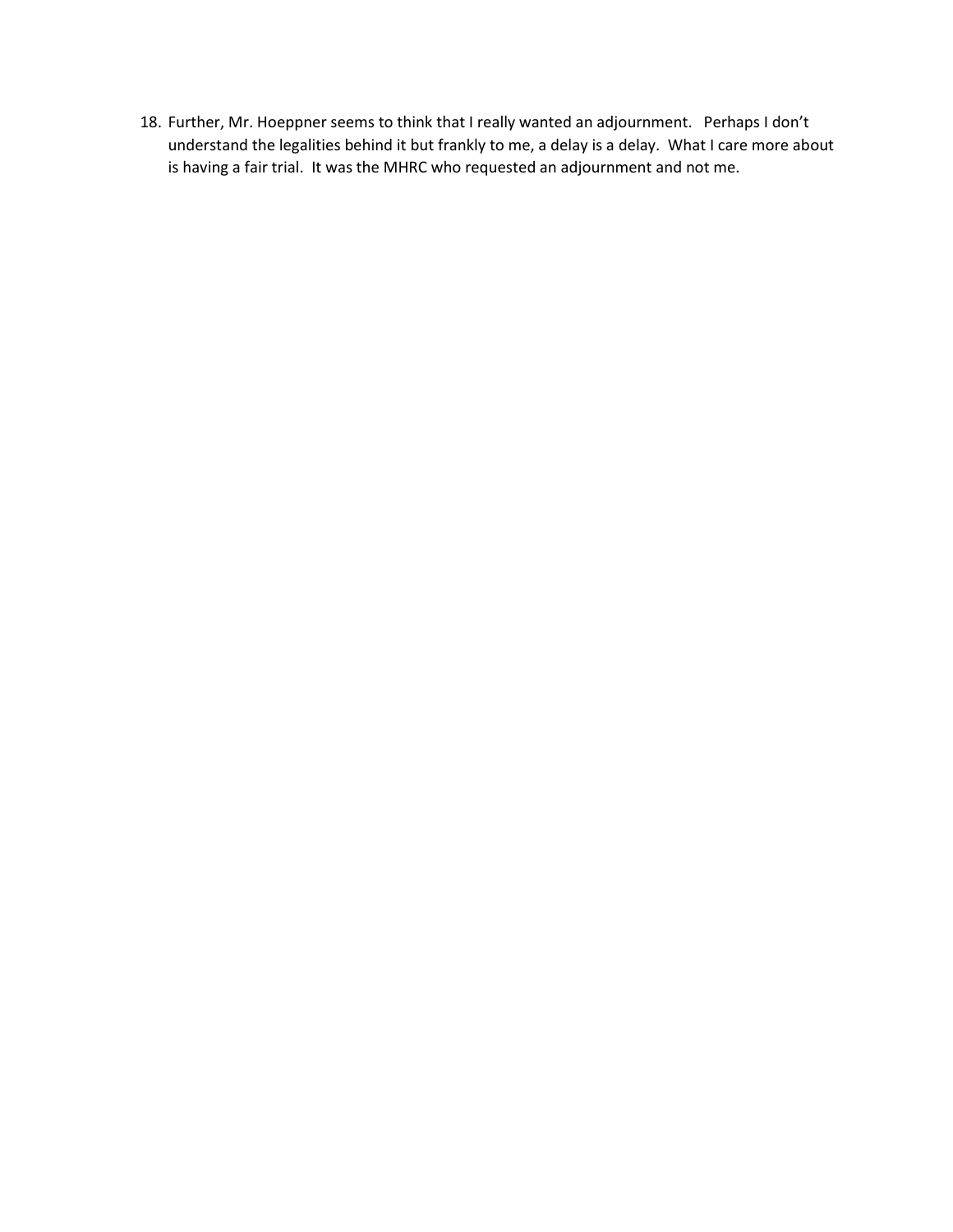18. Further, Mr. Hoeppner seems to think that I really wanted an adjournment. Perhaps I don't understand the legalities behind it but frankly to me, a delay is a delay. What I care more about is having a fair trial. It was the MHRC who requested an adjournment and not me.